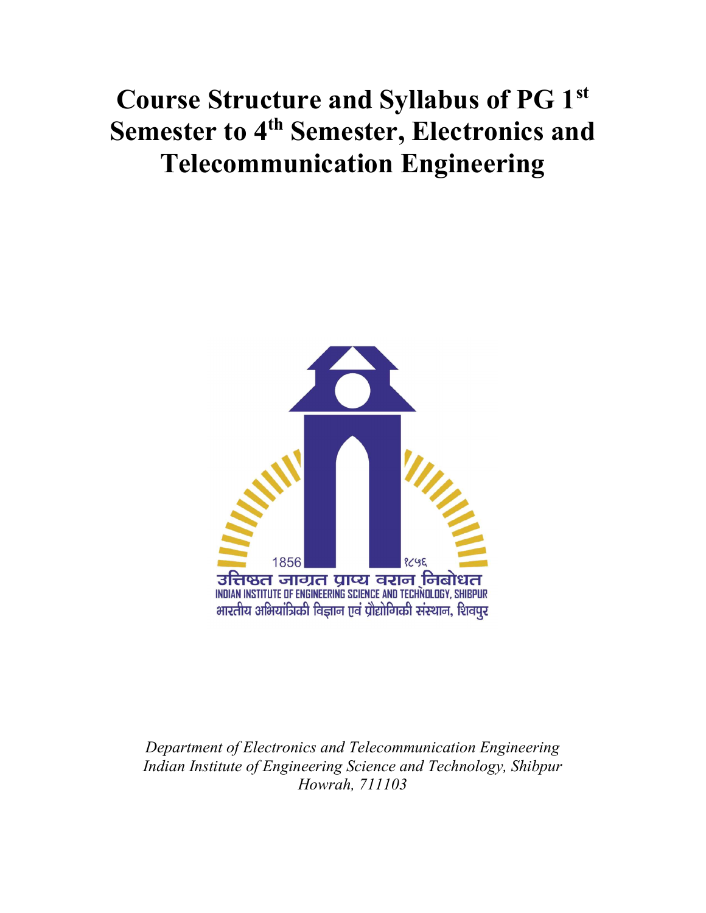# Course Structure and Syllabus of PG 1st Semester to 4th Semester, Electronics and Telecommunication Engineering

1856 १८५६

उत्तिष्ठत जाग्रत प्राप्य वरान् निबोधत

INDIAN INSTITUTE OF ENGINEERING SCIENCE AND TECHNOLOGY, SHIBPUR

भारतीय अभियांत्रिकी विज्ञान एवं प्रौद्योगिकी संस्थान, शिवपुर

*Department of Electronics and Telecommunication Engineering*
*Indian Institute of Engineering Science and Technology, Shibpur*
*Howrah, 711103*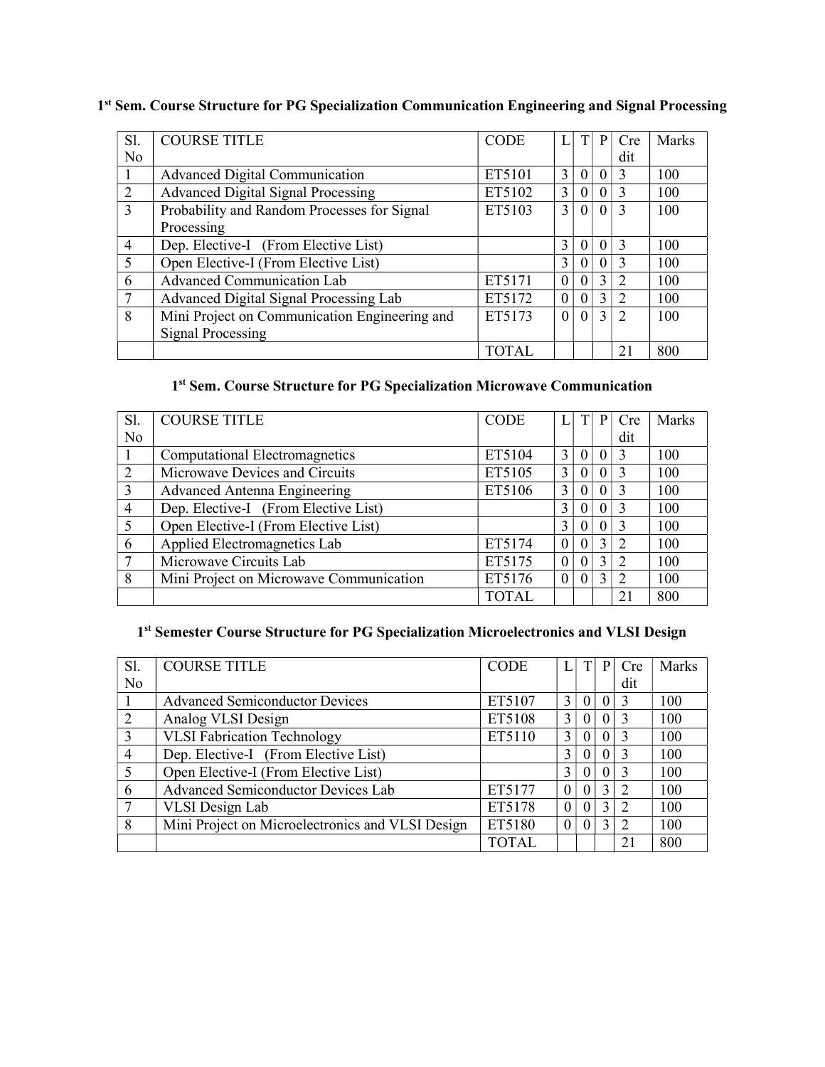### 1st Sem. Course Structure for PG Specialization Communication Engineering and Signal Processing

| Sl. No | COURSE TITLE | CODE | L | T | P | Credit | Marks |
|---|---|---|---|---|---|---|---|
| 1 | Advanced Digital Communication | ET5101 | 3 | 0 | 0 | 3 | 100 |
| 2 | Advanced Digital Signal Processing | ET5102 | 3 | 0 | 0 | 3 | 100 |
| 3 | Probability and Random Processes for Signal Processing | ET5103 | 3 | 0 | 0 | 3 | 100 |
| 4 | Dep. Elective-I (From Elective List) | | 3 | 0 | 0 | 3 | 100 |
| 5 | Open Elective-I (From Elective List) | | 3 | 0 | 0 | 3 | 100 |
| 6 | Advanced Communication Lab | ET5171 | 0 | 0 | 3 | 2 | 100 |
| 7 | Advanced Digital Signal Processing Lab | ET5172 | 0 | 0 | 3 | 2 | 100 |
| 8 | Mini Project on Communication Engineering and Signal Processing | ET5173 | 0 | 0 | 3 | 2 | 100 |
| | | TOTAL | | | | 21 | 800 |

### 1st Sem. Course Structure for PG Specialization Microwave Communication

| Sl. No | COURSE TITLE | CODE | L | T | P | Credit | Marks |
|---|---|---|---|---|---|---|---|
| 1 | Computational Electromagnetics | ET5104 | 3 | 0 | 0 | 3 | 100 |
| 2 | Microwave Devices and Circuits | ET5105 | 3 | 0 | 0 | 3 | 100 |
| 3 | Advanced Antenna Engineering | ET5106 | 3 | 0 | 0 | 3 | 100 |
| 4 | Dep. Elective-I (From Elective List) | | 3 | 0 | 0 | 3 | 100 |
| 5 | Open Elective-I (From Elective List) | | 3 | 0 | 0 | 3 | 100 |
| 6 | Applied Electromagnetics Lab | ET5174 | 0 | 0 | 3 | 2 | 100 |
| 7 | Microwave Circuits Lab | ET5175 | 0 | 0 | 3 | 2 | 100 |
| 8 | Mini Project on Microwave Communication | ET5176 | 0 | 0 | 3 | 2 | 100 |
| | | TOTAL | | | | 21 | 800 |

### 1st Semester Course Structure for PG Specialization Microelectronics and VLSI Design

| Sl. No | COURSE TITLE | CODE | L | T | P | Credit | Marks |
|---|---|---|---|---|---|---|---|
| 1 | Advanced Semiconductor Devices | ET5107 | 3 | 0 | 0 | 3 | 100 |
| 2 | Analog VLSI Design | ET5108 | 3 | 0 | 0 | 3 | 100 |
| 3 | VLSI Fabrication Technology | ET5110 | 3 | 0 | 0 | 3 | 100 |
| 4 | Dep. Elective-I (From Elective List) | | 3 | 0 | 0 | 3 | 100 |
| 5 | Open Elective-I (From Elective List) | | 3 | 0 | 0 | 3 | 100 |
| 6 | Advanced Semiconductor Devices Lab | ET5177 | 0 | 0 | 3 | 2 | 100 |
| 7 | VLSI Design Lab | ET5178 | 0 | 0 | 3 | 2 | 100 |
| 8 | Mini Project on Microelectronics and VLSI Design | ET5180 | 0 | 0 | 3 | 2 | 100 |
| | | TOTAL | | | | 21 | 800 |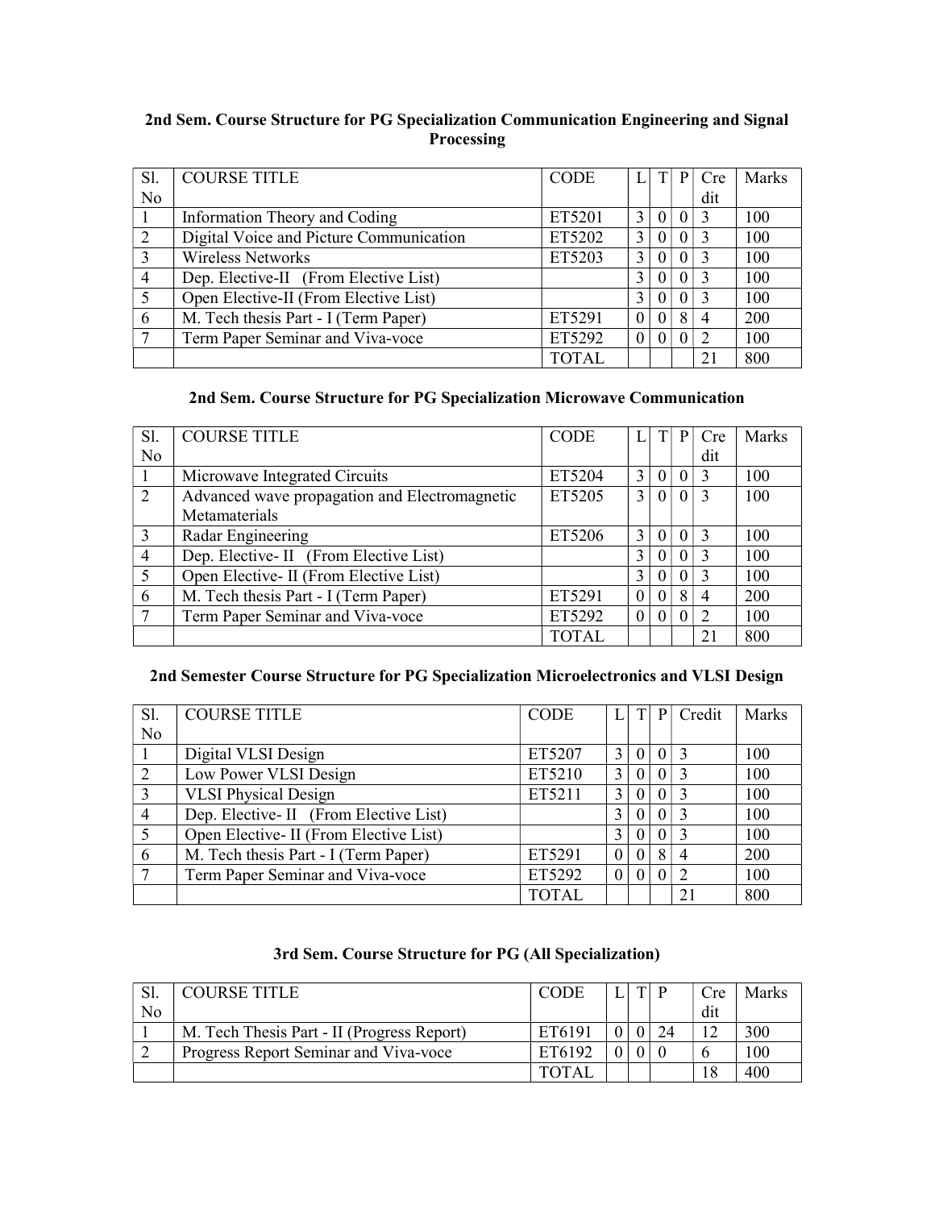### 2nd Sem. Course Structure for PG Specialization Communication Engineering and Signal Processing

| Sl. No | COURSE TITLE | CODE | L | T | P | Credit | Marks |
|---|---|---|---|---|---|---|---|
| 1 | Information Theory and Coding | ET5201 | 3 | 0 | 0 | 3 | 100 |
| 2 | Digital Voice and Picture Communication | ET5202 | 3 | 0 | 0 | 3 | 100 |
| 3 | Wireless Networks | ET5203 | 3 | 0 | 0 | 3 | 100 |
| 4 | Dep. Elective-II (From Elective List) | | 3 | 0 | 0 | 3 | 100 |
| 5 | Open Elective-II (From Elective List) | | 3 | 0 | 0 | 3 | 100 |
| 6 | M. Tech thesis Part - I (Term Paper) | ET5291 | 0 | 0 | 8 | 4 | 200 |
| 7 | Term Paper Seminar and Viva-voce | ET5292 | 0 | 0 | 0 | 2 | 100 |
| | | TOTAL | | | | 21 | 800 |

### 2nd Sem. Course Structure for PG Specialization Microwave Communication

| Sl. No | COURSE TITLE | CODE | L | T | P | Credit | Marks |
|---|---|---|---|---|---|---|---|
| 1 | Microwave Integrated Circuits | ET5204 | 3 | 0 | 0 | 3 | 100 |
| 2 | Advanced wave propagation and Electromagnetic Metamaterials | ET5205 | 3 | 0 | 0 | 3 | 100 |
| 3 | Radar Engineering | ET5206 | 3 | 0 | 0 | 3 | 100 |
| 4 | Dep. Elective- II (From Elective List) | | 3 | 0 | 0 | 3 | 100 |
| 5 | Open Elective- II (From Elective List) | | 3 | 0 | 0 | 3 | 100 |
| 6 | M. Tech thesis Part - I (Term Paper) | ET5291 | 0 | 0 | 8 | 4 | 200 |
| 7 | Term Paper Seminar and Viva-voce | ET5292 | 0 | 0 | 0 | 2 | 100 |
| | | TOTAL | | | | 21 | 800 |

### 2nd Semester Course Structure for PG Specialization Microelectronics and VLSI Design

| Sl. No | COURSE TITLE | CODE | L | T | P | Credit | Marks |
|---|---|---|---|---|---|---|---|
| 1 | Digital VLSI Design | ET5207 | 3 | 0 | 0 | 3 | 100 |
| 2 | Low Power VLSI Design | ET5210 | 3 | 0 | 0 | 3 | 100 |
| 3 | VLSI Physical Design | ET5211 | 3 | 0 | 0 | 3 | 100 |
| 4 | Dep. Elective- II (From Elective List) | | 3 | 0 | 0 | 3 | 100 |
| 5 | Open Elective- II (From Elective List) | | 3 | 0 | 0 | 3 | 100 |
| 6 | M. Tech thesis Part - I (Term Paper) | ET5291 | 0 | 0 | 8 | 4 | 200 |
| 7 | Term Paper Seminar and Viva-voce | ET5292 | 0 | 0 | 0 | 2 | 100 |
| | | TOTAL | | | | 21 | 800 |

### 3rd Sem. Course Structure for PG (All Specialization)

| Sl. No | COURSE TITLE | CODE | L | T | P | Credit | Marks |
|---|---|---|---|---|---|---|---|
| 1 | M. Tech Thesis Part - II (Progress Report) | ET6191 | 0 | 0 | 24 | 12 | 300 |
| 2 | Progress Report Seminar and Viva-voce | ET6192 | 0 | 0 | 0 | 6 | 100 |
| | | TOTAL | | | | 18 | 400 |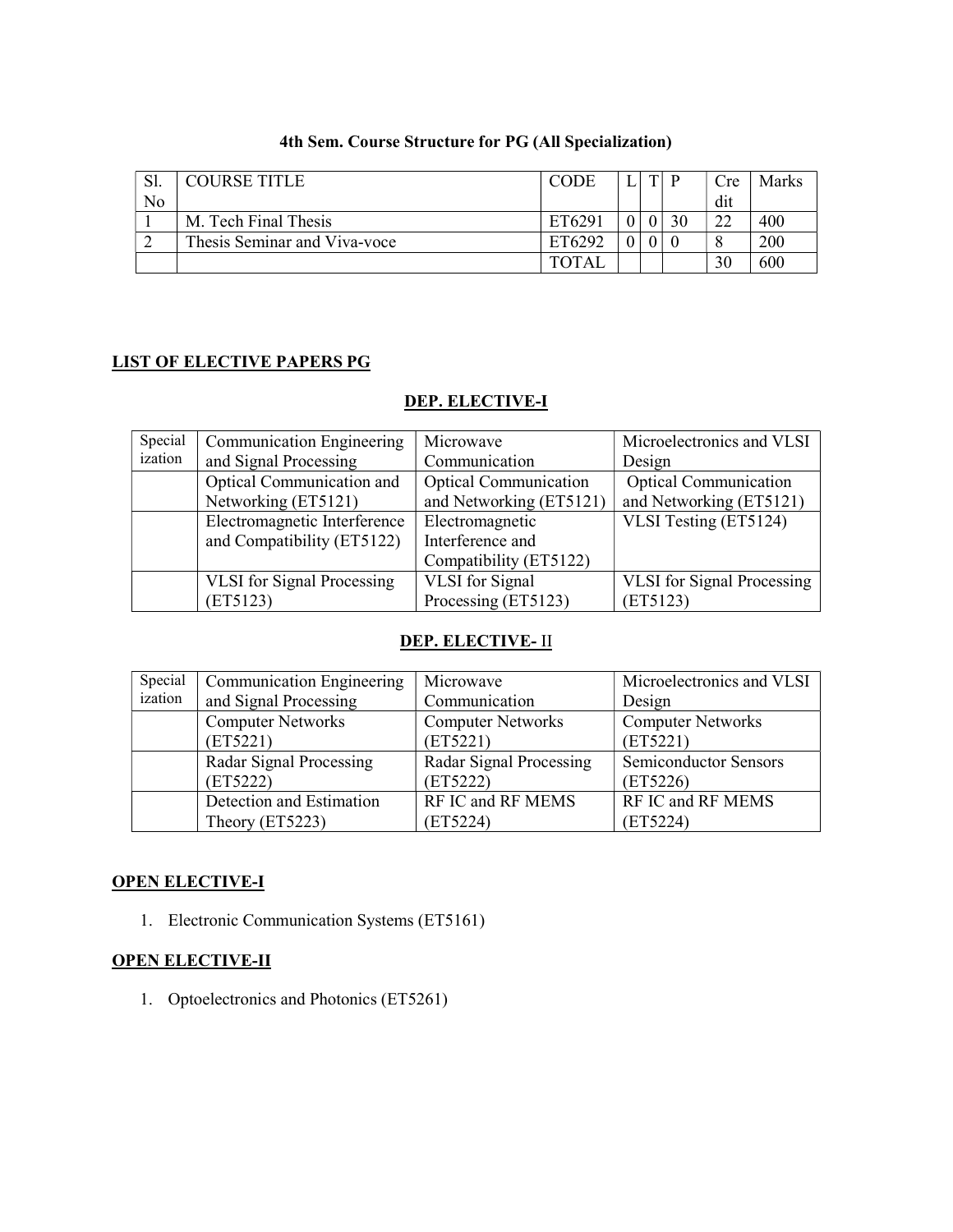### 4th Sem. Course Structure for PG (All Specialization)

| Sl. No | COURSE TITLE | CODE | L | T | P | Credit | Marks |
|---|---|---|---|---|---|---|---|
| 1 | M. Tech Final Thesis | ET6291 | 0 | 0 | 30 | 22 | 400 |
| 2 | Thesis Seminar and Viva-voce | ET6292 | 0 | 0 | 0 | 8 | 200 |
| | | TOTAL | | | | 30 | 600 |

## LIST OF ELECTIVE PAPERS PG

### DEP. ELECTIVE-I

| Specialization | Communication Engineering and Signal Processing | Microwave Communication | Microelectronics and VLSI Design |
|---|---|---|---|
| | Optical Communication and Networking (ET5121) | Optical Communication and Networking (ET5121) | Optical Communication and Networking (ET5121) |
| | Electromagnetic Interference and Compatibility (ET5122) | Electromagnetic Interference and Compatibility (ET5122) | VLSI Testing (ET5124) |
| | VLSI for Signal Processing (ET5123) | VLSI for Signal Processing (ET5123) | VLSI for Signal Processing (ET5123) |

### DEP. ELECTIVE- II

| Specialization | Communication Engineering and Signal Processing | Microwave Communication | Microelectronics and VLSI Design |
|---|---|---|---|
| | Computer Networks (ET5221) | Computer Networks (ET5221) | Computer Networks (ET5221) |
| | Radar Signal Processing (ET5222) | Radar Signal Processing (ET5222) | Semiconductor Sensors (ET5226) |
| | Detection and Estimation Theory (ET5223) | RF IC and RF MEMS (ET5224) | RF IC and RF MEMS (ET5224) |

## OPEN ELECTIVE-I

1. Electronic Communication Systems (ET5161)

## OPEN ELECTIVE-II

1. Optoelectronics and Photonics (ET5261)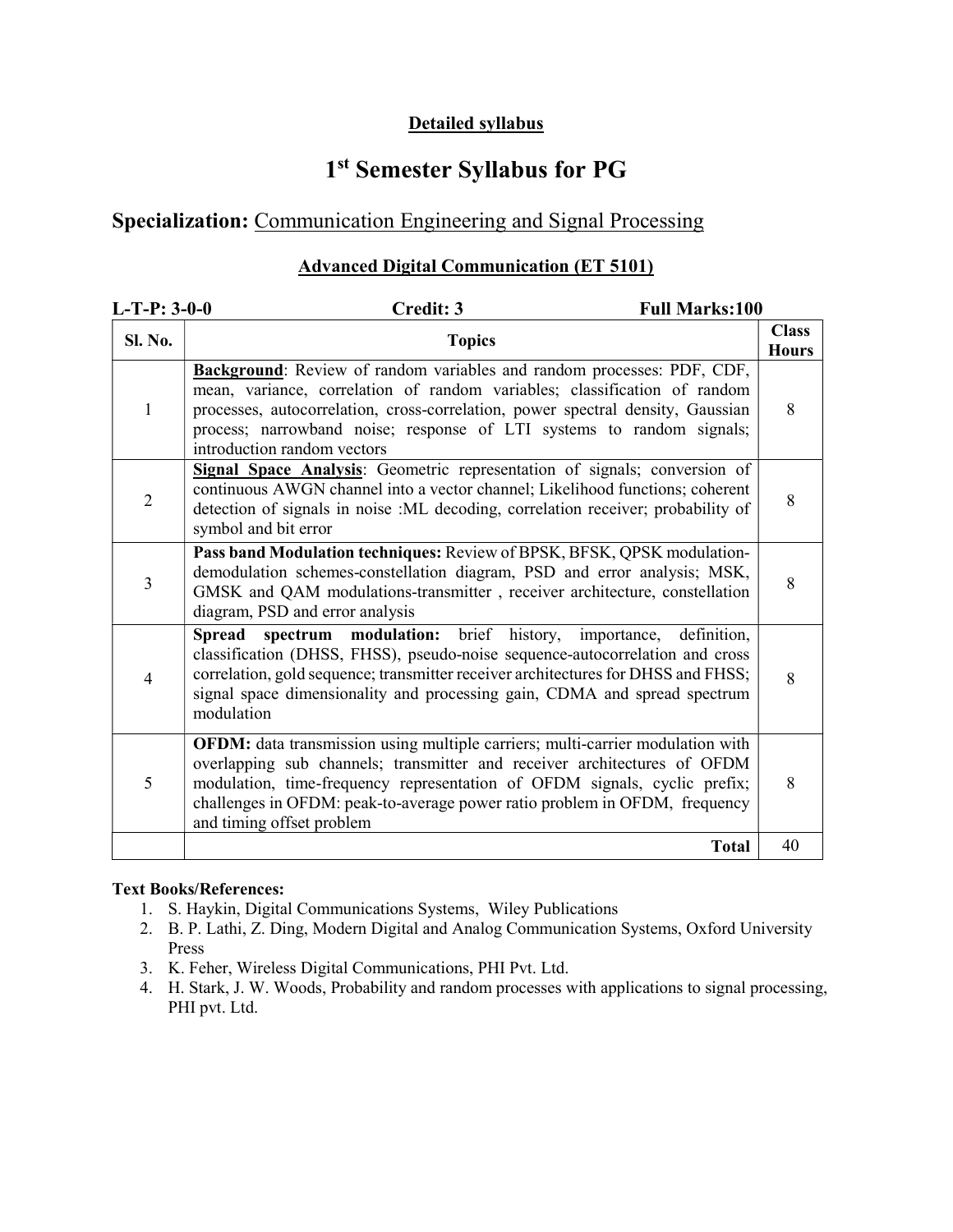**Detailed syllabus**

# 1st Semester Syllabus for PG

## Specialization: Communication Engineering and Signal Processing

### Advanced Digital Communication (ET 5101)

**L-T-P: 3-0-0** **Credit: 3** **Full Marks:100**

| Sl. No. | Topics | Class Hours |
|---|---|---|
| 1 | **Background**: Review of random variables and random processes: PDF, CDF, mean, variance, correlation of random variables; classification of random processes, autocorrelation, cross-correlation, power spectral density, Gaussian process; narrowband noise; response of LTI systems to random signals; introduction random vectors | 8 |
| 2 | **Signal Space Analysis**: Geometric representation of signals; conversion of continuous AWGN channel into a vector channel; Likelihood functions; coherent detection of signals in noise :ML decoding, correlation receiver; probability of symbol and bit error | 8 |
| 3 | **Pass band Modulation techniques:** Review of BPSK, BFSK, QPSK modulation-demodulation schemes-constellation diagram, PSD and error analysis; MSK, GMSK and QAM modulations-transmitter , receiver architecture, constellation diagram, PSD and error analysis | 8 |
| 4 | **Spread spectrum modulation:** brief history, importance, definition, classification (DHSS, FHSS), pseudo-noise sequence-autocorrelation and cross correlation, gold sequence; transmitter receiver architectures for DHSS and FHSS; signal space dimensionality and processing gain, CDMA and spread spectrum modulation | 8 |
| 5 | **OFDM:** data transmission using multiple carriers; multi-carrier modulation with overlapping sub channels; transmitter and receiver architectures of OFDM modulation, time-frequency representation of OFDM signals, cyclic prefix; challenges in OFDM: peak-to-average power ratio problem in OFDM, frequency and timing offset problem | 8 |
| | **Total** | 40 |

**Text Books/References:**

1. S. Haykin, Digital Communications Systems, Wiley Publications
2. B. P. Lathi, Z. Ding, Modern Digital and Analog Communication Systems, Oxford University Press
3. K. Feher, Wireless Digital Communications, PHI Pvt. Ltd.
4. H. Stark, J. W. Woods, Probability and random processes with applications to signal processing, PHI pvt. Ltd.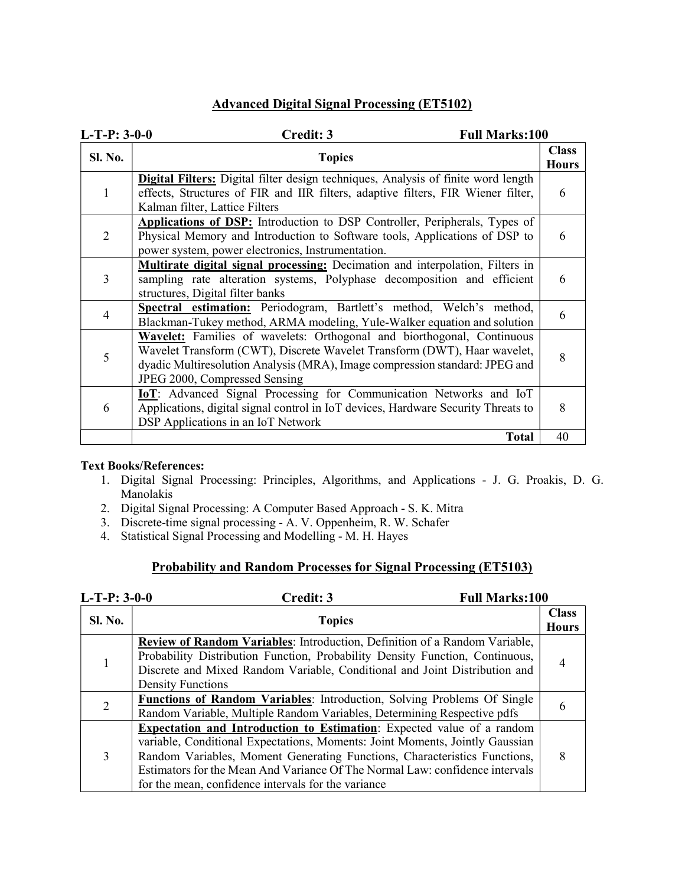## Advanced Digital Signal Processing (ET5102)

**L-T-P: 3-0-0** **Credit: 3** **Full Marks:100**

| Sl. No. | Topics | Class Hours |
|---|---|---|
| 1 | **Digital Filters:** Digital filter design techniques, Analysis of finite word length effects, Structures of FIR and IIR filters, adaptive filters, FIR Wiener filter, Kalman filter, Lattice Filters | 6 |
| 2 | **Applications of DSP:** Introduction to DSP Controller, Peripherals, Types of Physical Memory and Introduction to Software tools, Applications of DSP to power system, power electronics, Instrumentation. | 6 |
| 3 | **Multirate digital signal processing:** Decimation and interpolation, Filters in sampling rate alteration systems, Polyphase decomposition and efficient structures, Digital filter banks | 6 |
| 4 | **Spectral estimation:** Periodogram, Bartlett's method, Welch's method, Blackman-Tukey method, ARMA modeling, Yule-Walker equation and solution | 6 |
| 5 | **Wavelet:** Families of wavelets: Orthogonal and biorthogonal, Continuous Wavelet Transform (CWT), Discrete Wavelet Transform (DWT), Haar wavelet, dyadic Multiresolution Analysis (MRA), Image compression standard: JPEG and JPEG 2000, Compressed Sensing | 8 |
| 6 | **IoT**: Advanced Signal Processing for Communication Networks and IoT Applications, digital signal control in IoT devices, Hardware Security Threats to DSP Applications in an IoT Network | 8 |
| | **Total** | 40 |

**Text Books/References:**

1. Digital Signal Processing: Principles, Algorithms, and Applications - J. G. Proakis, D. G. Manolakis
2. Digital Signal Processing: A Computer Based Approach - S. K. Mitra
3. Discrete-time signal processing - A. V. Oppenheim, R. W. Schafer
4. Statistical Signal Processing and Modelling - M. H. Hayes

## Probability and Random Processes for Signal Processing (ET5103)

**L-T-P: 3-0-0** **Credit: 3** **Full Marks:100**

| Sl. No. | Topics | Class Hours |
|---|---|---|
| 1 | **Review of Random Variables**: Introduction, Definition of a Random Variable, Probability Distribution Function, Probability Density Function, Continuous, Discrete and Mixed Random Variable, Conditional and Joint Distribution and Density Functions | 4 |
| 2 | **Functions of Random Variables**: Introduction, Solving Problems Of Single Random Variable, Multiple Random Variables, Determining Respective pdfs | 6 |
| 3 | **Expectation and Introduction to Estimation**: Expected value of a random variable, Conditional Expectations, Moments: Joint Moments, Jointly Gaussian Random Variables, Moment Generating Functions, Characteristics Functions, Estimators for the Mean And Variance Of The Normal Law: confidence intervals for the mean, confidence intervals for the variance | 8 |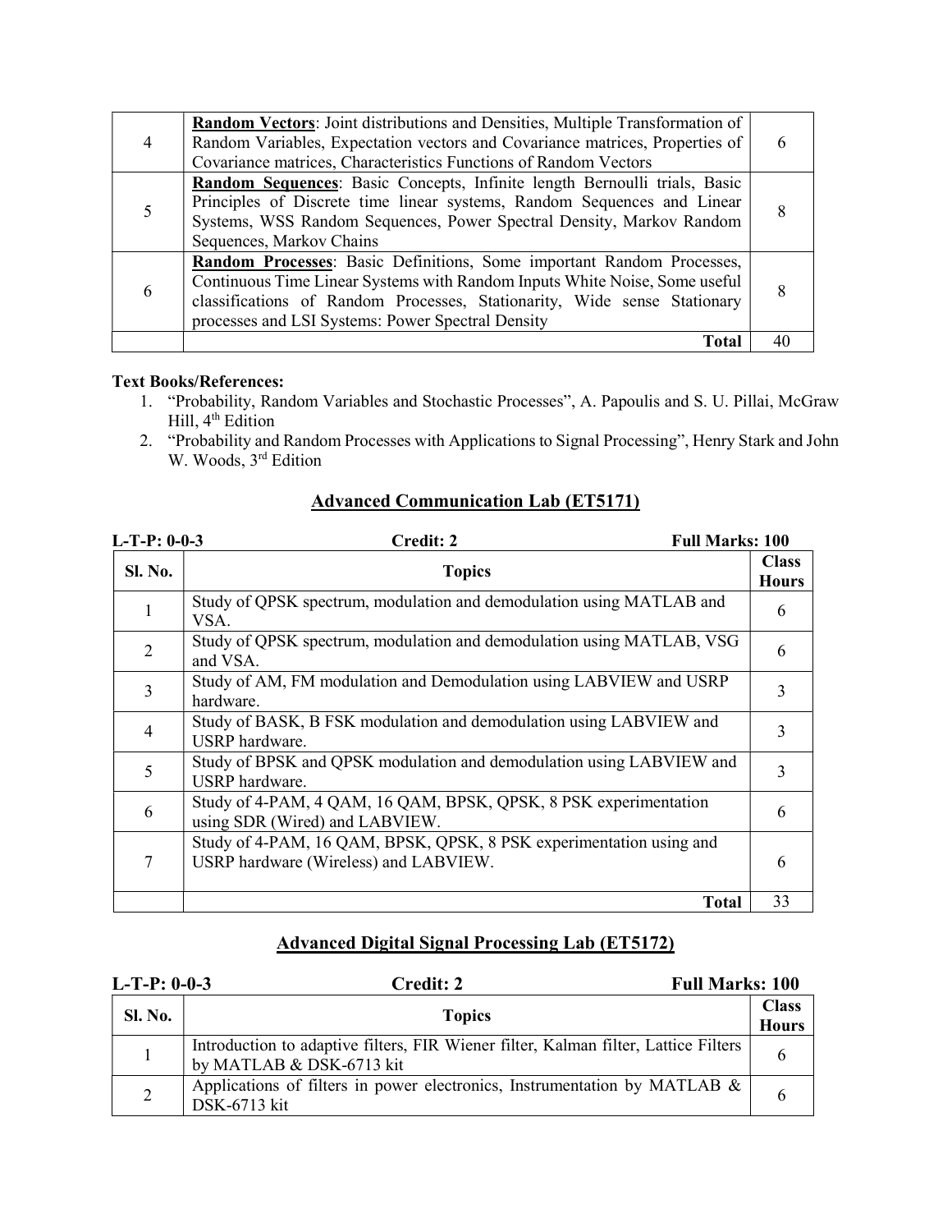| | | |
|---|---|---|
| 4 | **Random Vectors**: Joint distributions and Densities, Multiple Transformation of Random Variables, Expectation vectors and Covariance matrices, Properties of Covariance matrices, Characteristics Functions of Random Vectors | 6 |
| 5 | **Random Sequences**: Basic Concepts, Infinite length Bernoulli trials, Basic Principles of Discrete time linear systems, Random Sequences and Linear Systems, WSS Random Sequences, Power Spectral Density, Markov Random Sequences, Markov Chains | 8 |
| 6 | **Random Processes**: Basic Definitions, Some important Random Processes, Continuous Time Linear Systems with Random Inputs White Noise, Some useful classifications of Random Processes, Stationarity, Wide sense Stationary processes and LSI Systems: Power Spectral Density | 8 |
| | **Total** | 40 |

**Text Books/References:**

1. "Probability, Random Variables and Stochastic Processes", A. Papoulis and S. U. Pillai, McGraw Hill, 4th Edition
2. "Probability and Random Processes with Applications to Signal Processing", Henry Stark and John W. Woods, 3rd Edition

## Advanced Communication Lab (ET5171)

**L-T-P: 0-0-3** **Credit: 2** **Full Marks: 100**

| Sl. No. | Topics | Class Hours |
|---|---|---|
| 1 | Study of QPSK spectrum, modulation and demodulation using MATLAB and VSA. | 6 |
| 2 | Study of QPSK spectrum, modulation and demodulation using MATLAB, VSG and VSA. | 6 |
| 3 | Study of AM, FM modulation and Demodulation using LABVIEW and USRP hardware. | 3 |
| 4 | Study of BASK, B FSK modulation and demodulation using LABVIEW and USRP hardware. | 3 |
| 5 | Study of BPSK and QPSK modulation and demodulation using LABVIEW and USRP hardware. | 3 |
| 6 | Study of 4-PAM, 4 QAM, 16 QAM, BPSK, QPSK, 8 PSK experimentation using SDR (Wired) and LABVIEW. | 6 |
| 7 | Study of 4-PAM, 16 QAM, BPSK, QPSK, 8 PSK experimentation using and USRP hardware (Wireless) and LABVIEW. | 6 |
| | **Total** | 33 |

## Advanced Digital Signal Processing Lab (ET5172)

**L-T-P: 0-0-3** **Credit: 2** **Full Marks: 100**

| Sl. No. | Topics | Class Hours |
|---|---|---|
| 1 | Introduction to adaptive filters, FIR Wiener filter, Kalman filter, Lattice Filters by MATLAB & DSK-6713 kit | 6 |
| 2 | Applications of filters in power electronics, Instrumentation by MATLAB & DSK-6713 kit | 6 |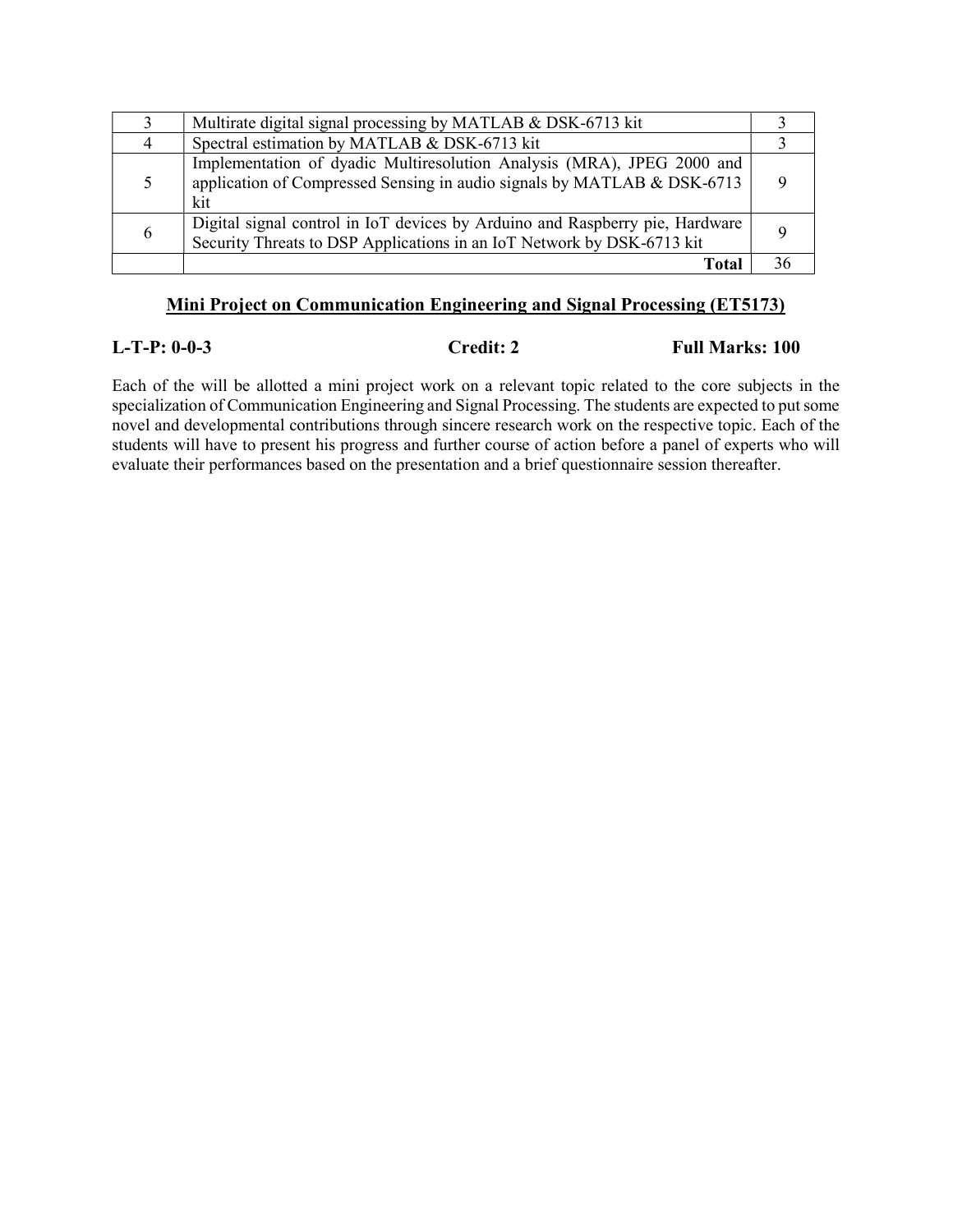| | | |
|---|---|---|
| 3 | Multirate digital signal processing by MATLAB & DSK-6713 kit | 3 |
| 4 | Spectral estimation by MATLAB & DSK-6713 kit | 3 |
| 5 | Implementation of dyadic Multiresolution Analysis (MRA), JPEG 2000 and application of Compressed Sensing in audio signals by MATLAB & DSK-6713 kit | 9 |
| 6 | Digital signal control in IoT devices by Arduino and Raspberry pie, Hardware Security Threats to DSP Applications in an IoT Network by DSK-6713 kit | 9 |
| | **Total** | 36 |

## Mini Project on Communication Engineering and Signal Processing (ET5173)

**L-T-P: 0-0-3** **Credit: 2** **Full Marks: 100**

Each of the will be allotted a mini project work on a relevant topic related to the core subjects in the specialization of Communication Engineering and Signal Processing. The students are expected to put some novel and developmental contributions through sincere research work on the respective topic. Each of the students will have to present his progress and further course of action before a panel of experts who will evaluate their performances based on the presentation and a brief questionnaire session thereafter.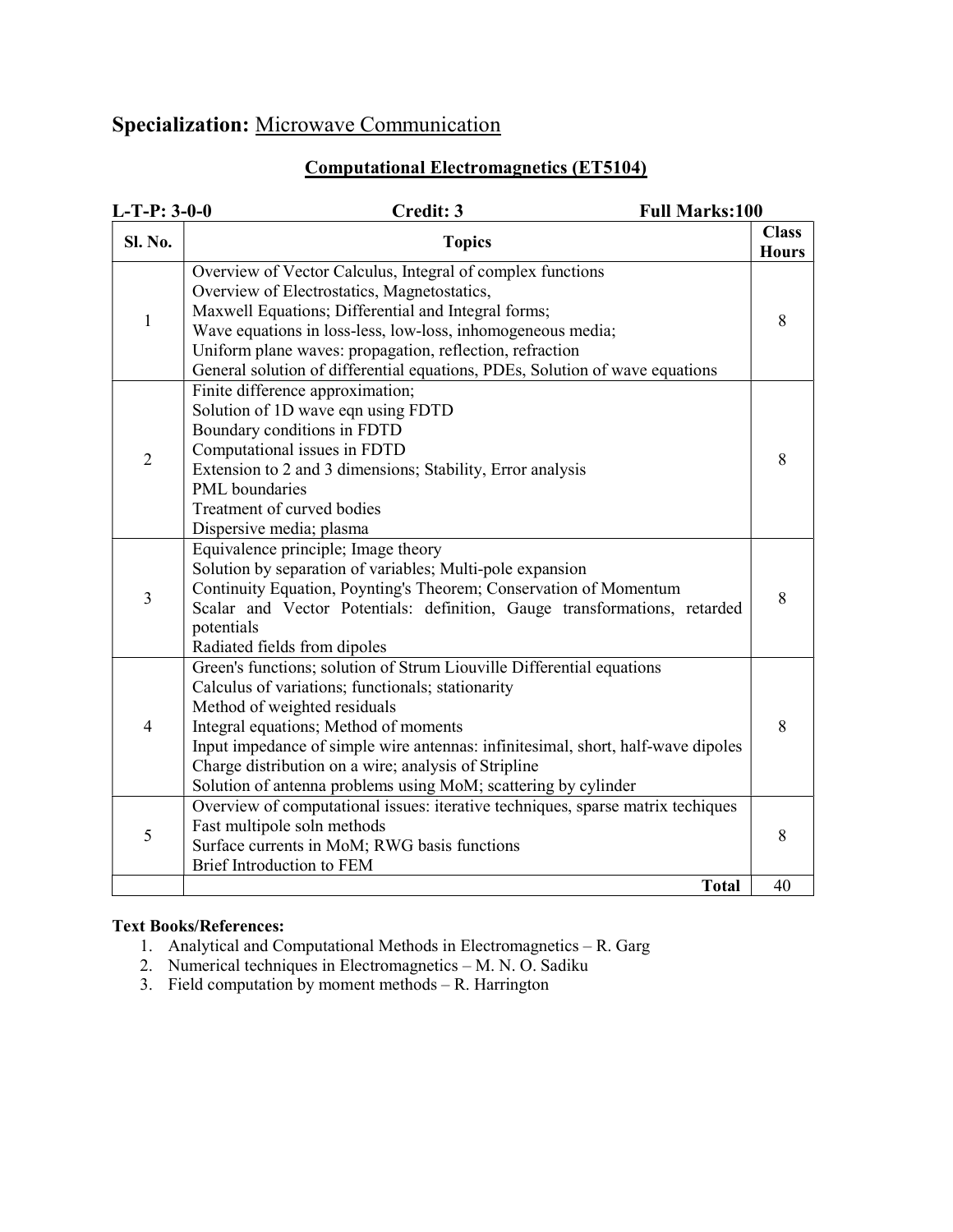## **Specialization:** Microwave Communication

### Computational Electromagnetics (ET5104)

**L-T-P: 3-0-0** **Credit: 3** **Full Marks:100**

| Sl. No. | Topics | Class Hours |
|---|---|---|
| 1 | Overview of Vector Calculus, Integral of complex functions<br>Overview of Electrostatics, Magnetostatics,<br>Maxwell Equations; Differential and Integral forms;<br>Wave equations in loss-less, low-loss, inhomogeneous media;<br>Uniform plane waves: propagation, reflection, refraction<br>General solution of differential equations, PDEs, Solution of wave equations | 8 |
| 2 | Finite difference approximation;<br>Solution of 1D wave eqn using FDTD<br>Boundary conditions in FDTD<br>Computational issues in FDTD<br>Extension to 2 and 3 dimensions; Stability, Error analysis<br>PML boundaries<br>Treatment of curved bodies<br>Dispersive media; plasma | 8 |
| 3 | Equivalence principle; Image theory<br>Solution by separation of variables; Multi-pole expansion<br>Continuity Equation, Poynting's Theorem; Conservation of Momentum<br>Scalar and Vector Potentials: definition, Gauge transformations, retarded potentials<br>Radiated fields from dipoles | 8 |
| 4 | Green's functions; solution of Strum Liouville Differential equations<br>Calculus of variations; functionals; stationarity<br>Method of weighted residuals<br>Integral equations; Method of moments<br>Input impedance of simple wire antennas: infinitesimal, short, half-wave dipoles<br>Charge distribution on a wire; analysis of Stripline<br>Solution of antenna problems using MoM; scattering by cylinder | 8 |
| 5 | Overview of computational issues: iterative techniques, sparse matrix techiques<br>Fast multipole soln methods<br>Surface currents in MoM; RWG basis functions<br>Brief Introduction to FEM | 8 |
| | **Total** | 40 |

**Text Books/References:**

1. Analytical and Computational Methods in Electromagnetics – R. Garg
2. Numerical techniques in Electromagnetics – M. N. O. Sadiku
3. Field computation by moment methods – R. Harrington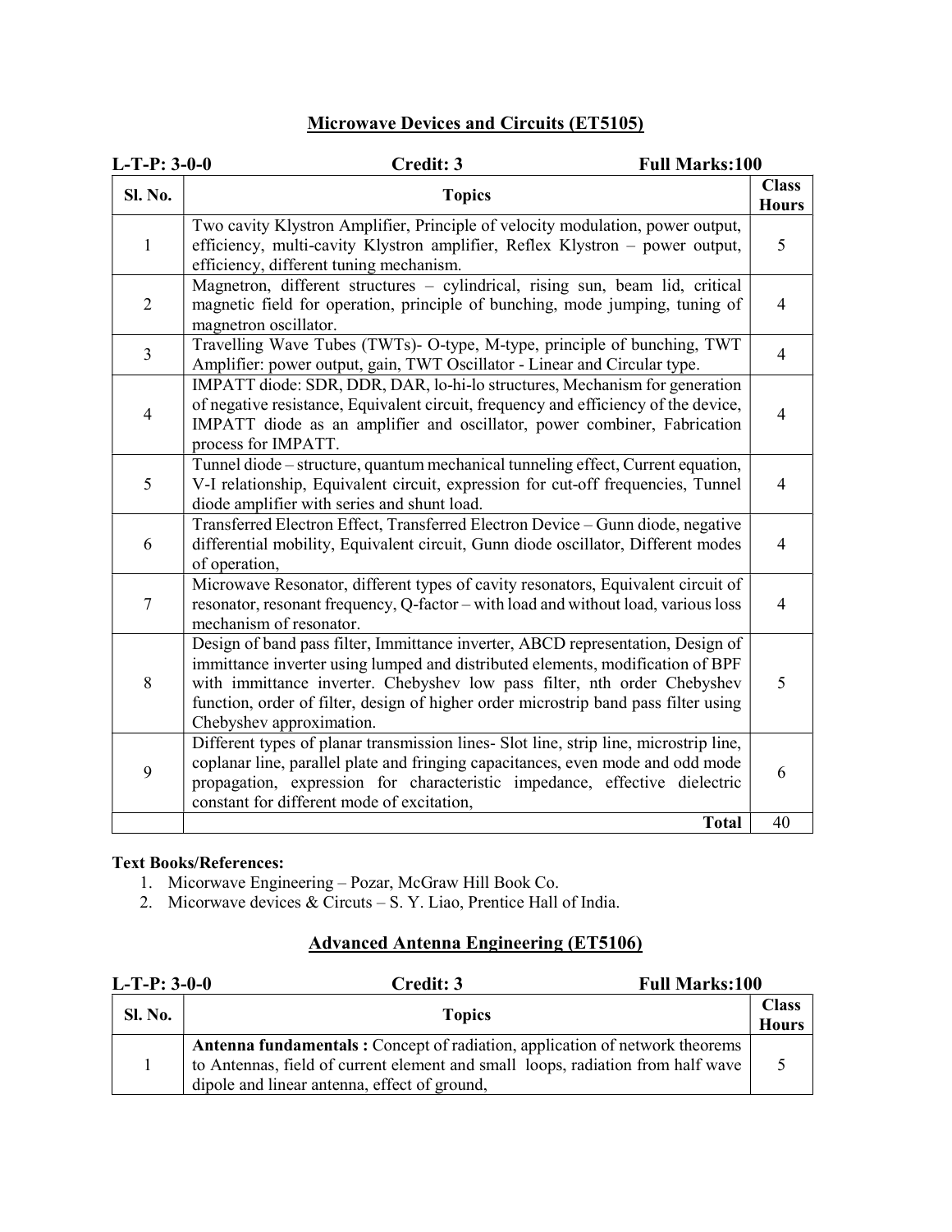## Microwave Devices and Circuits (ET5105)

**L-T-P: 3-0-0** **Credit: 3** **Full Marks:100**

| Sl. No. | Topics | Class Hours |
|---|---|---|
| 1 | Two cavity Klystron Amplifier, Principle of velocity modulation, power output, efficiency, multi-cavity Klystron amplifier, Reflex Klystron – power output, efficiency, different tuning mechanism. | 5 |
| 2 | Magnetron, different structures – cylindrical, rising sun, beam lid, critical magnetic field for operation, principle of bunching, mode jumping, tuning of magnetron oscillator. | 4 |
| 3 | Travelling Wave Tubes (TWTs)- O-type, M-type, principle of bunching, TWT Amplifier: power output, gain, TWT Oscillator - Linear and Circular type. | 4 |
| 4 | IMPATT diode: SDR, DDR, DAR, lo-hi-lo structures, Mechanism for generation of negative resistance, Equivalent circuit, frequency and efficiency of the device, IMPATT diode as an amplifier and oscillator, power combiner, Fabrication process for IMPATT. | 4 |
| 5 | Tunnel diode – structure, quantum mechanical tunneling effect, Current equation, V-I relationship, Equivalent circuit, expression for cut-off frequencies, Tunnel diode amplifier with series and shunt load. | 4 |
| 6 | Transferred Electron Effect, Transferred Electron Device – Gunn diode, negative differential mobility, Equivalent circuit, Gunn diode oscillator, Different modes of operation, | 4 |
| 7 | Microwave Resonator, different types of cavity resonators, Equivalent circuit of resonator, resonant frequency, Q-factor – with load and without load, various loss mechanism of resonator. | 4 |
| 8 | Design of band pass filter, Immittance inverter, ABCD representation, Design of immittance inverter using lumped and distributed elements, modification of BPF with immittance inverter. Chebyshev low pass filter, nth order Chebyshev function, order of filter, design of higher order microstrip band pass filter using Chebyshev approximation. | 5 |
| 9 | Different types of planar transmission lines- Slot line, strip line, microstrip line, coplanar line, parallel plate and fringing capacitances, even mode and odd mode propagation, expression for characteristic impedance, effective dielectric constant for different mode of excitation, | 6 |
| | **Total** | 40 |

**Text Books/References:**

1. Micorwave Engineering – Pozar, McGraw Hill Book Co.
2. Micorwave devices & Circuts – S. Y. Liao, Prentice Hall of India.

## Advanced Antenna Engineering (ET5106)

**L-T-P: 3-0-0** **Credit: 3** **Full Marks:100**

| Sl. No. | Topics | Class Hours |
|---|---|---|
| 1 | **Antenna fundamentals :** Concept of radiation, application of network theorems to Antennas, field of current element and small loops, radiation from half wave dipole and linear antenna, effect of ground, | 5 |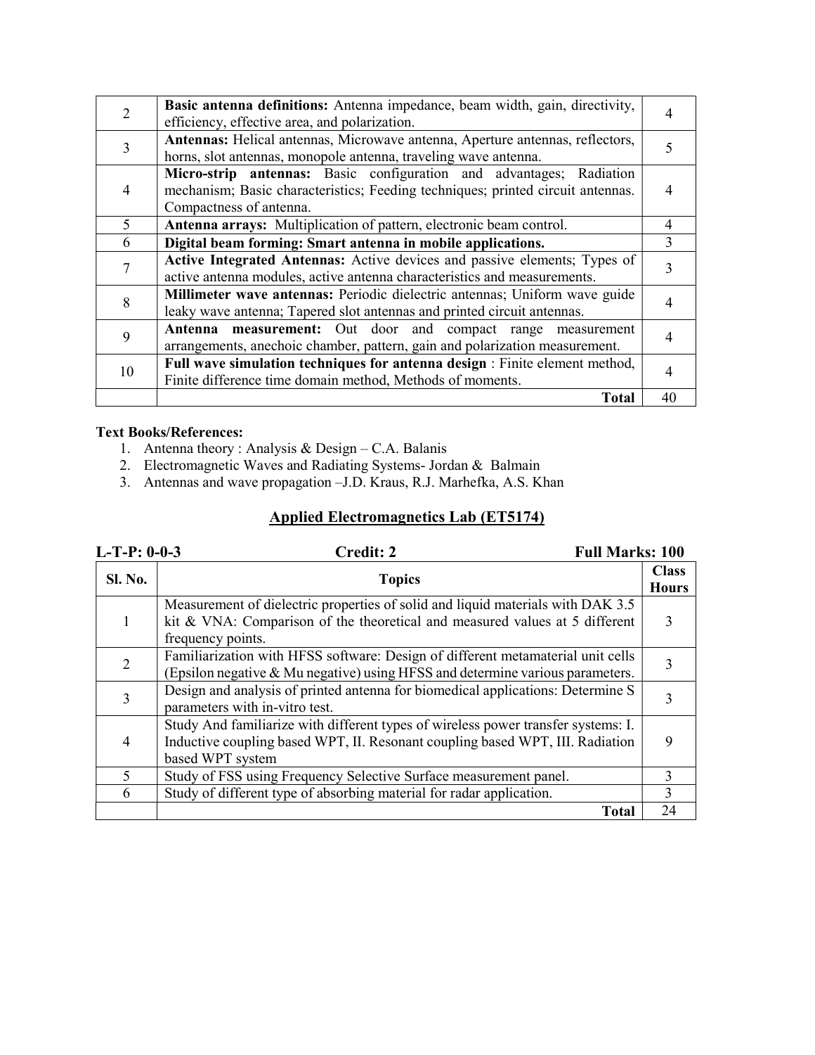| | | |
|---|---|---|
| 2 | **Basic antenna definitions:** Antenna impedance, beam width, gain, directivity, efficiency, effective area, and polarization. | 4 |
| 3 | **Antennas:** Helical antennas, Microwave antenna, Aperture antennas, reflectors, horns, slot antennas, monopole antenna, traveling wave antenna. | 5 |
| 4 | **Micro-strip antennas:** Basic configuration and advantages; Radiation mechanism; Basic characteristics; Feeding techniques; printed circuit antennas. Compactness of antenna. | 4 |
| 5 | **Antenna arrays:** Multiplication of pattern, electronic beam control. | 4 |
| 6 | **Digital beam forming: Smart antenna in mobile applications.** | 3 |
| 7 | **Active Integrated Antennas:** Active devices and passive elements; Types of active antenna modules, active antenna characteristics and measurements. | 3 |
| 8 | **Millimeter wave antennas:** Periodic dielectric antennas; Uniform wave guide leaky wave antenna; Tapered slot antennas and printed circuit antennas. | 4 |
| 9 | **Antenna measurement:** Out door and compact range measurement arrangements, anechoic chamber, pattern, gain and polarization measurement. | 4 |
| 10 | **Full wave simulation techniques for antenna design** : Finite element method, Finite difference time domain method, Methods of moments. | 4 |
| | **Total** | 40 |

**Text Books/References:**

1. Antenna theory : Analysis & Design – C.A. Balanis
2. Electromagnetic Waves and Radiating Systems- Jordan & Balmain
3. Antennas and wave propagation –J.D. Kraus, R.J. Marhefka, A.S. Khan

## Applied Electromagnetics Lab (ET5174)

**L-T-P: 0-0-3** | **Credit: 2** | **Full Marks: 100**

| Sl. No. | Topics | Class Hours |
|---|---|---|
| 1 | Measurement of dielectric properties of solid and liquid materials with DAK 3.5 kit & VNA: Comparison of the theoretical and measured values at 5 different frequency points. | 3 |
| 2 | Familiarization with HFSS software: Design of different metamaterial unit cells (Epsilon negative & Mu negative) using HFSS and determine various parameters. | 3 |
| 3 | Design and analysis of printed antenna for biomedical applications: Determine S parameters with in-vitro test. | 3 |
| 4 | Study And familiarize with different types of wireless power transfer systems: I. Inductive coupling based WPT, II. Resonant coupling based WPT, III. Radiation based WPT system | 9 |
| 5 | Study of FSS using Frequency Selective Surface measurement panel. | 3 |
| 6 | Study of different type of absorbing material for radar application. | 3 |
| | **Total** | 24 |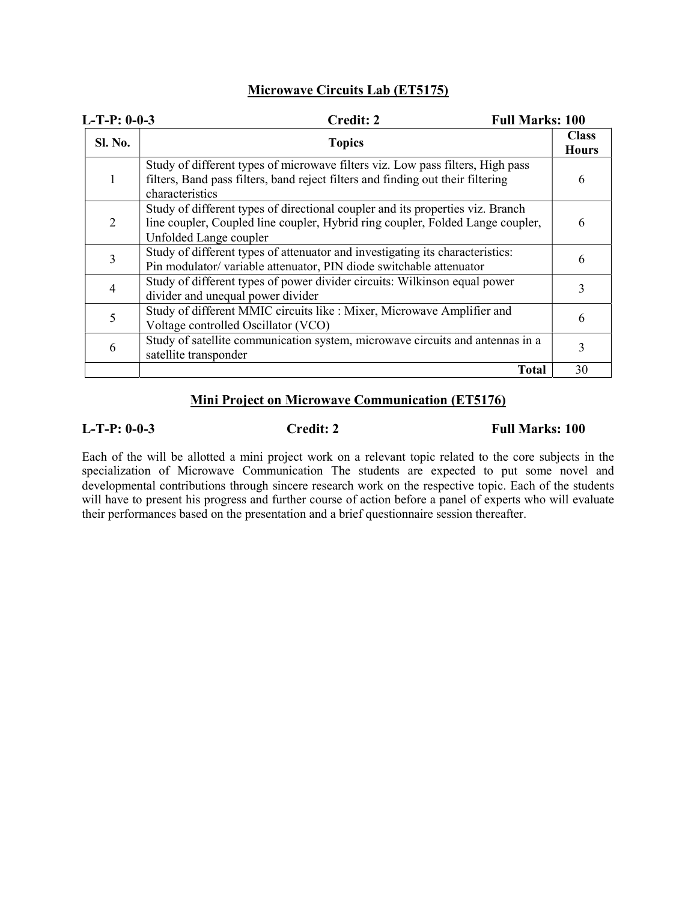## Microwave Circuits Lab (ET5175)

**L-T-P: 0-0-3** **Credit: 2** **Full Marks: 100**

| Sl. No. | Topics | Class Hours |
|---|---|---|
| 1 | Study of different types of microwave filters viz. Low pass filters, High pass filters, Band pass filters, band reject filters and finding out their filtering characteristics | 6 |
| 2 | Study of different types of directional coupler and its properties viz. Branch line coupler, Coupled line coupler, Hybrid ring coupler, Folded Lange coupler, Unfolded Lange coupler | 6 |
| 3 | Study of different types of attenuator and investigating its characteristics: Pin modulator/ variable attenuator, PIN diode switchable attenuator | 6 |
| 4 | Study of different types of power divider circuits: Wilkinson equal power divider and unequal power divider | 3 |
| 5 | Study of different MMIC circuits like : Mixer, Microwave Amplifier and Voltage controlled Oscillator (VCO) | 6 |
| 6 | Study of satellite communication system, microwave circuits and antennas in a satellite transponder | 3 |
| | **Total** | 30 |

## Mini Project on Microwave Communication (ET5176)

**L-T-P: 0-0-3** **Credit: 2** **Full Marks: 100**

Each of the will be allotted a mini project work on a relevant topic related to the core subjects in the specialization of Microwave Communication The students are expected to put some novel and developmental contributions through sincere research work on the respective topic. Each of the students will have to present his progress and further course of action before a panel of experts who will evaluate their performances based on the presentation and a brief questionnaire session thereafter.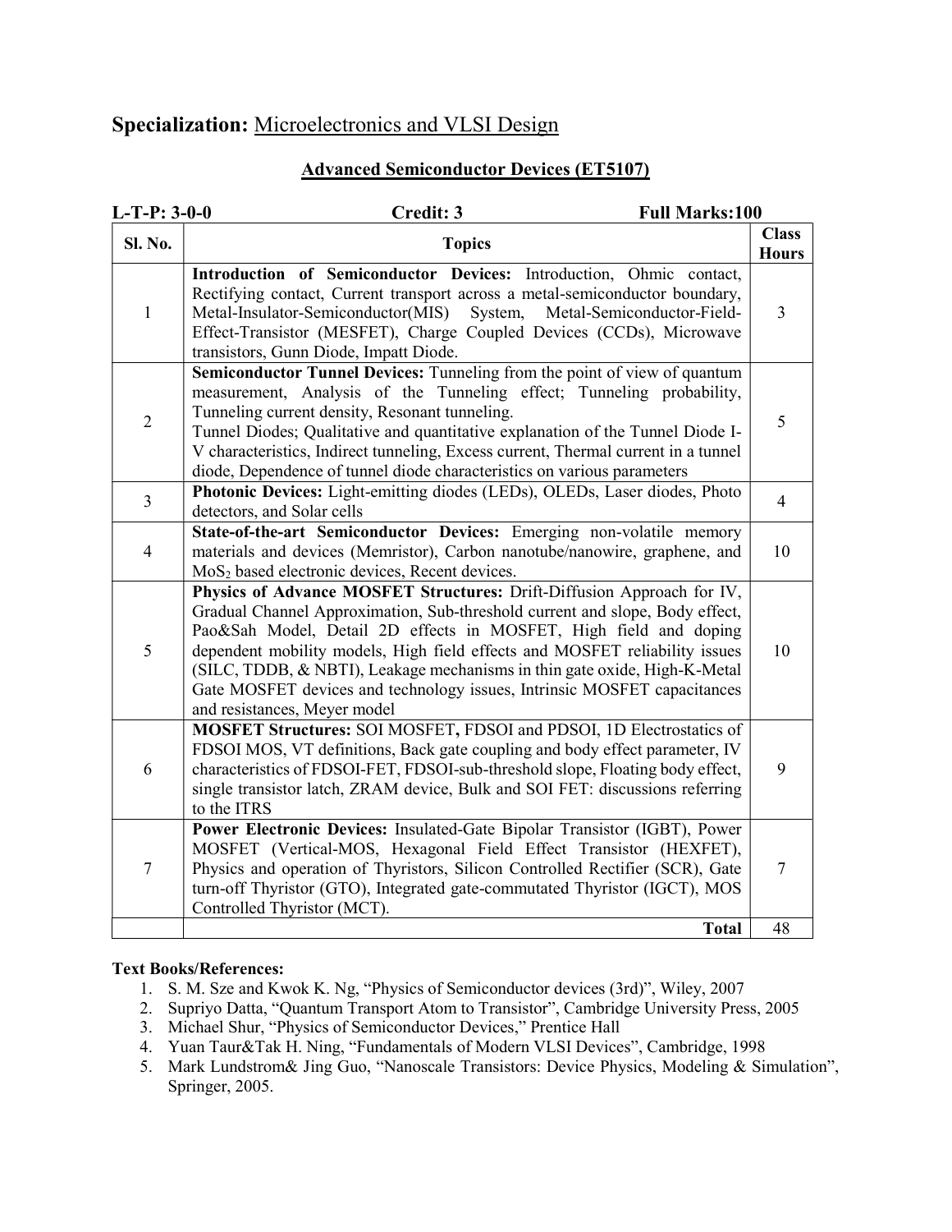## **Specialization:** Microelectronics and VLSI Design

### Advanced Semiconductor Devices (ET5107)

**L-T-P: 3-0-0** **Credit: 3** **Full Marks:100**

| Sl. No. | Topics | Class Hours |
|---|---|---|
| 1 | **Introduction of Semiconductor Devices:** Introduction, Ohmic contact, Rectifying contact, Current transport across a metal-semiconductor boundary, Metal-Insulator-Semiconductor(MIS) System, Metal-Semiconductor-Field-Effect-Transistor (MESFET), Charge Coupled Devices (CCDs), Microwave transistors, Gunn Diode, Impatt Diode. | 3 |
| 2 | **Semiconductor Tunnel Devices:** Tunneling from the point of view of quantum measurement, Analysis of the Tunneling effect; Tunneling probability, Tunneling current density, Resonant tunneling.<br>Tunnel Diodes; Qualitative and quantitative explanation of the Tunnel Diode I-V characteristics, Indirect tunneling, Excess current, Thermal current in a tunnel diode, Dependence of tunnel diode characteristics on various parameters | 5 |
| 3 | **Photonic Devices:** Light-emitting diodes (LEDs), OLEDs, Laser diodes, Photo detectors, and Solar cells | 4 |
| 4 | **State-of-the-art Semiconductor Devices:** Emerging non-volatile memory materials and devices (Memristor), Carbon nanotube/nanowire, graphene, and $MoS_2$ based electronic devices, Recent devices. | 10 |
| 5 | **Physics of Advance MOSFET Structures:** Drift-Diffusion Approach for IV, Gradual Channel Approximation, Sub-threshold current and slope, Body effect, Pao&Sah Model, Detail 2D effects in MOSFET, High field and doping dependent mobility models, High field effects and MOSFET reliability issues (SILC, TDDB, & NBTI), Leakage mechanisms in thin gate oxide, High-K-Metal Gate MOSFET devices and technology issues, Intrinsic MOSFET capacitances and resistances, Meyer model | 10 |
| 6 | **MOSFET Structures:** SOI MOSFET**,** FDSOI and PDSOI, 1D Electrostatics of FDSOI MOS, VT definitions, Back gate coupling and body effect parameter, IV characteristics of FDSOI-FET, FDSOI-sub-threshold slope, Floating body effect, single transistor latch, ZRAM device, Bulk and SOI FET: discussions referring to the ITRS | 9 |
| 7 | **Power Electronic Devices:** Insulated-Gate Bipolar Transistor (IGBT), Power MOSFET (Vertical-MOS, Hexagonal Field Effect Transistor (HEXFET), Physics and operation of Thyristors, Silicon Controlled Rectifier (SCR), Gate turn-off Thyristor (GTO), Integrated gate-commutated Thyristor (IGCT), MOS Controlled Thyristor (MCT). | 7 |
| | **Total** | 48 |

**Text Books/References:**

1. S. M. Sze and Kwok K. Ng, "Physics of Semiconductor devices (3rd)", Wiley, 2007
2. Supriyo Datta, "Quantum Transport Atom to Transistor", Cambridge University Press, 2005
3. Michael Shur, "Physics of Semiconductor Devices," Prentice Hall
4. Yuan Taur&Tak H. Ning, "Fundamentals of Modern VLSI Devices", Cambridge, 1998
5. Mark Lundstrom& Jing Guo, "Nanoscale Transistors: Device Physics, Modeling & Simulation", Springer, 2005.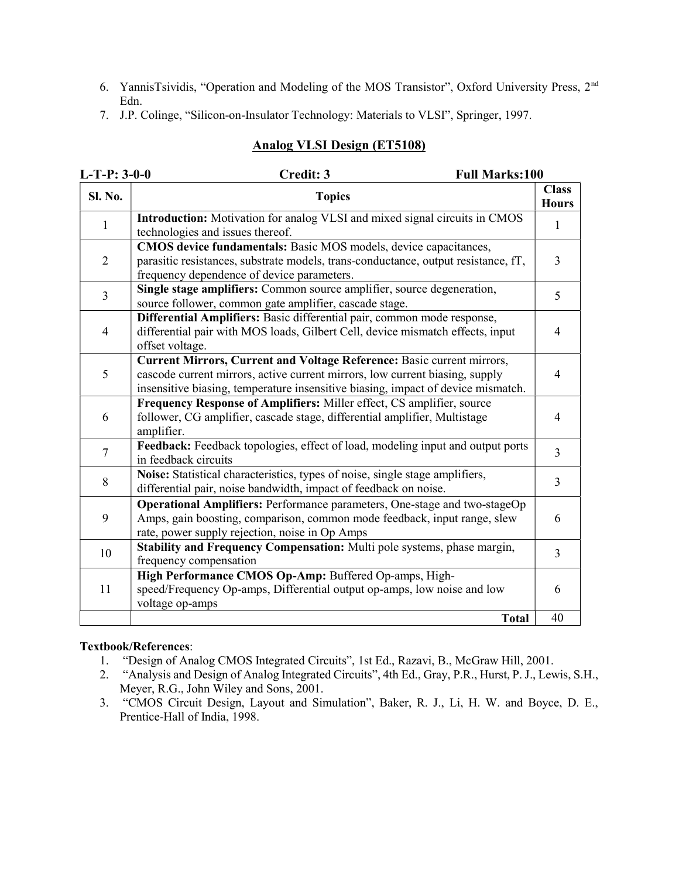6. YannisTsividis, "Operation and Modeling of the MOS Transistor", Oxford University Press, 2nd Edn.
7. J.P. Colinge, "Silicon-on-Insulator Technology: Materials to VLSI", Springer, 1997.

## Analog VLSI Design (ET5108)

**L-T-P: 3-0-0** **Credit: 3** **Full Marks:100**

| Sl. No. | Topics | Class Hours |
|---|---|---|
| 1 | **Introduction:** Motivation for analog VLSI and mixed signal circuits in CMOS technologies and issues thereof. | 1 |
| 2 | **CMOS device fundamentals:** Basic MOS models, device capacitances, parasitic resistances, substrate models, trans-conductance, output resistance, fT, frequency dependence of device parameters. | 3 |
| 3 | **Single stage amplifiers:** Common source amplifier, source degeneration, source follower, common gate amplifier, cascade stage. | 5 |
| 4 | **Differential Amplifiers:** Basic differential pair, common mode response, differential pair with MOS loads, Gilbert Cell, device mismatch effects, input offset voltage. | 4 |
| 5 | **Current Mirrors, Current and Voltage Reference:** Basic current mirrors, cascode current mirrors, active current mirrors, low current biasing, supply insensitive biasing, temperature insensitive biasing, impact of device mismatch. | 4 |
| 6 | **Frequency Response of Amplifiers:** Miller effect, CS amplifier, source follower, CG amplifier, cascade stage, differential amplifier, Multistage amplifier. | 4 |
| 7 | **Feedback:** Feedback topologies, effect of load, modeling input and output ports in feedback circuits | 3 |
| 8 | **Noise:** Statistical characteristics, types of noise, single stage amplifiers, differential pair, noise bandwidth, impact of feedback on noise. | 3 |
| 9 | **Operational Amplifiers:** Performance parameters, One-stage and two-stageOp Amps, gain boosting, comparison, common mode feedback, input range, slew rate, power supply rejection, noise in Op Amps | 6 |
| 10 | **Stability and Frequency Compensation:** Multi pole systems, phase margin, frequency compensation | 3 |
| 11 | **High Performance CMOS Op-Amp:** Buffered Op-amps, High-speed/Frequency Op-amps, Differential output op-amps, low noise and low voltage op-amps | 6 |
| | **Total** | 40 |

**Textbook/References**:

1. "Design of Analog CMOS Integrated Circuits", 1st Ed., Razavi, B., McGraw Hill, 2001.
2. "Analysis and Design of Analog Integrated Circuits", 4th Ed., Gray, P.R., Hurst, P. J., Lewis, S.H., Meyer, R.G., John Wiley and Sons, 2001.
3. "CMOS Circuit Design, Layout and Simulation", Baker, R. J., Li, H. W. and Boyce, D. E., Prentice-Hall of India, 1998.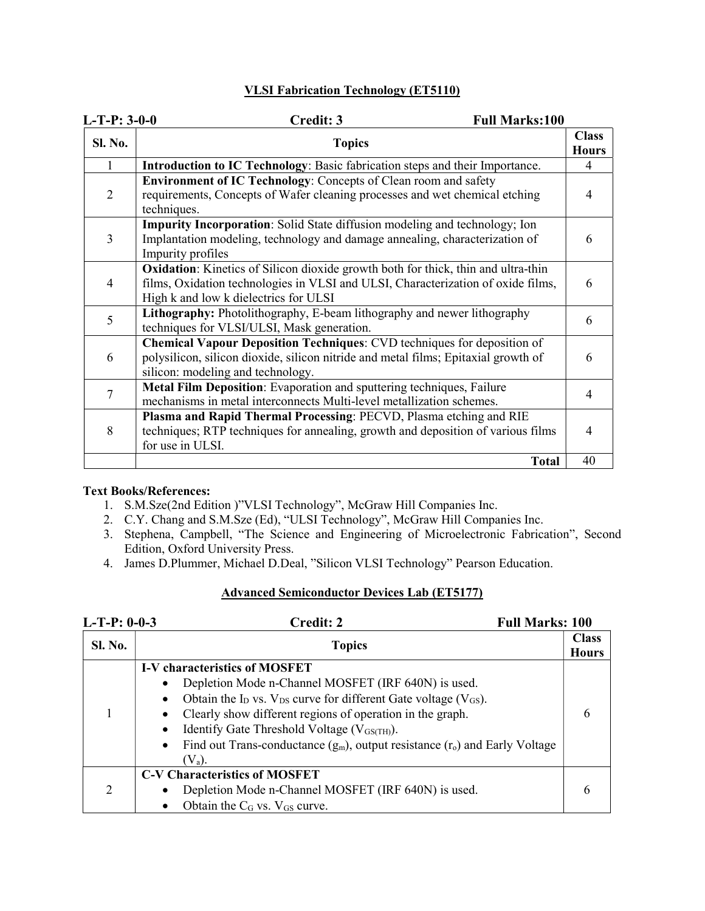## VLSI Fabrication Technology (ET5110)

**L-T-P: 3-0-0** **Credit: 3** **Full Marks:100**

| Sl. No. | Topics | Class Hours |
|---|---|---|
| 1 | **Introduction to IC Technology**: Basic fabrication steps and their Importance. | 4 |
| 2 | **Environment of IC Technology**: Concepts of Clean room and safety requirements, Concepts of Wafer cleaning processes and wet chemical etching techniques. | 4 |
| 3 | **Impurity Incorporation**: Solid State diffusion modeling and technology; Ion Implantation modeling, technology and damage annealing, characterization of Impurity profiles | 6 |
| 4 | **Oxidation**: Kinetics of Silicon dioxide growth both for thick, thin and ultra-thin films, Oxidation technologies in VLSI and ULSI, Characterization of oxide films, High k and low k dielectrics for ULSI | 6 |
| 5 | **Lithography:** Photolithography, E-beam lithography and newer lithography techniques for VLSI/ULSI, Mask generation. | 6 |
| 6 | **Chemical Vapour Deposition Techniques**: CVD techniques for deposition of polysilicon, silicon dioxide, silicon nitride and metal films; Epitaxial growth of silicon: modeling and technology. | 6 |
| 7 | **Metal Film Deposition**: Evaporation and sputtering techniques, Failure mechanisms in metal interconnects Multi-level metallization schemes. | 4 |
| 8 | **Plasma and Rapid Thermal Processing**: PECVD, Plasma etching and RIE techniques; RTP techniques for annealing, growth and deposition of various films for use in ULSI. | 4 |
| | **Total** | 40 |

**Text Books/References:**

1. S.M.Sze(2nd Edition )"VLSI Technology", McGraw Hill Companies Inc.
2. C.Y. Chang and S.M.Sze (Ed), "ULSI Technology", McGraw Hill Companies Inc.
3. Stephena, Campbell, "The Science and Engineering of Microelectronic Fabrication", Second Edition, Oxford University Press.
4. James D.Plummer, Michael D.Deal, "Silicon VLSI Technology" Pearson Education.

## Advanced Semiconductor Devices Lab (ET5177)

**L-T-P: 0-0-3** **Credit: 2** **Full Marks: 100**

| Sl. No. | Topics | Class Hours |
|---|---|---|
| 1 | **I-V characteristics of MOSFET**<br>• Depletion Mode n-Channel MOSFET (IRF 640N) is used.<br>• Obtain the $I_D$ vs. $V_{DS}$ curve for different Gate voltage ($V_{GS}$).<br>• Clearly show different regions of operation in the graph.<br>• Identify Gate Threshold Voltage ($V_{GS(TH)}$).<br>• Find out Trans-conductance ($g_m$), output resistance ($r_o$) and Early Voltage ($V_a$). | 6 |
| 2 | **C-V Characteristics of MOSFET**<br>• Depletion Mode n-Channel MOSFET (IRF 640N) is used.<br>• Obtain the $C_G$ vs. $V_{GS}$ curve. | 6 |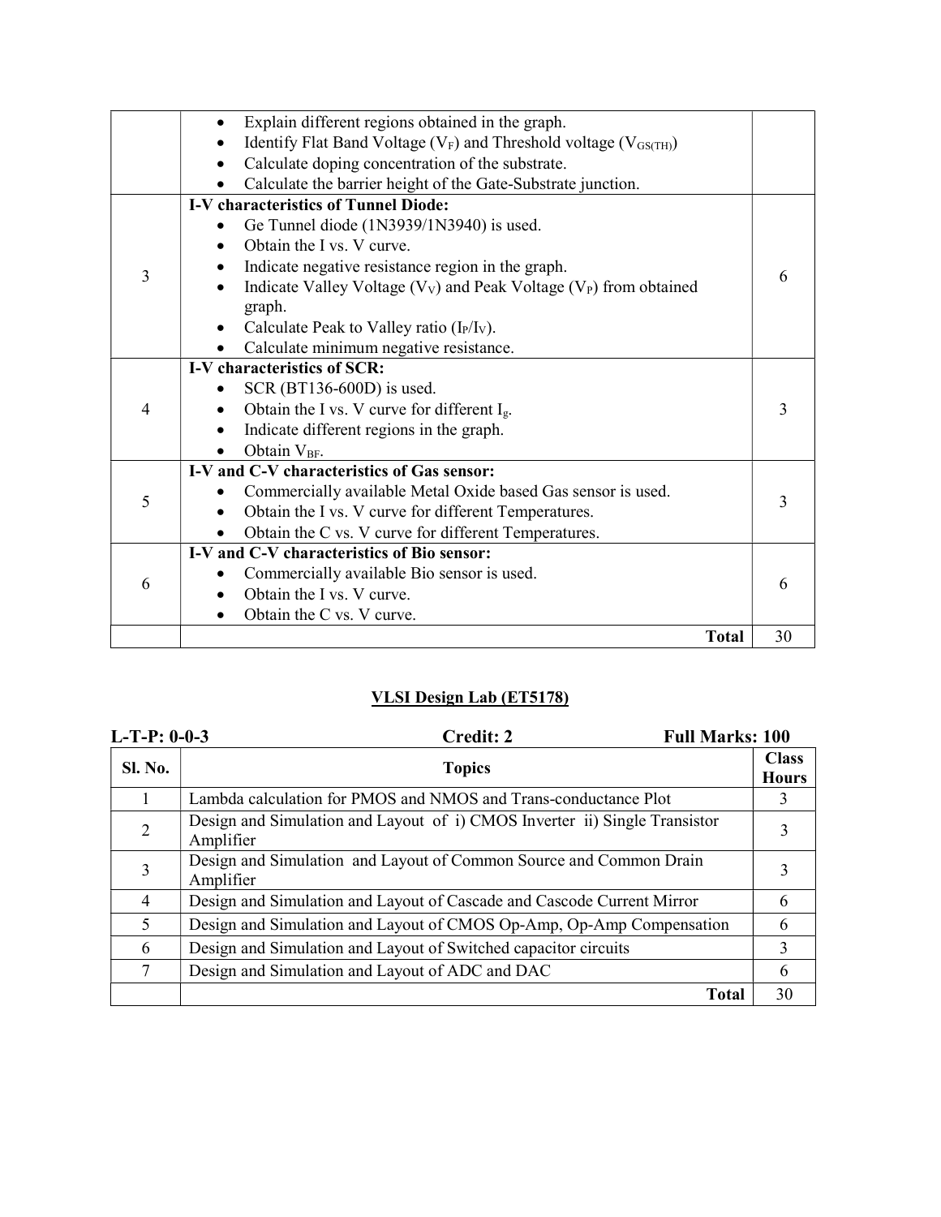| | | |
|---|---|---|
| | • Explain different regions obtained in the graph.<br>• Identify Flat Band Voltage ($V_F$) and Threshold voltage ($V_{GS(TH)}$)<br>• Calculate doping concentration of the substrate.<br>• Calculate the barrier height of the Gate-Substrate junction. | |
| 3 | **I-V characteristics of Tunnel Diode:**<br>• Ge Tunnel diode (1N3939/1N3940) is used.<br>• Obtain the I vs. V curve.<br>• Indicate negative resistance region in the graph.<br>• Indicate Valley Voltage ($V_V$) and Peak Voltage ($V_P$) from obtained graph.<br>• Calculate Peak to Valley ratio ($I_P/I_V$).<br>• Calculate minimum negative resistance. | 6 |
| 4 | **I-V characteristics of SCR:**<br>• SCR (BT136-600D) is used.<br>• Obtain the I vs. V curve for different $I_g$.<br>• Indicate different regions in the graph.<br>• Obtain $V_{BF}$. | 3 |
| 5 | **I-V and C-V characteristics of Gas sensor:**<br>• Commercially available Metal Oxide based Gas sensor is used.<br>• Obtain the I vs. V curve for different Temperatures.<br>• Obtain the C vs. V curve for different Temperatures. | 3 |
| 6 | **I-V and C-V characteristics of Bio sensor:**<br>• Commercially available Bio sensor is used.<br>• Obtain the I vs. V curve.<br>• Obtain the C vs. V curve. | 6 |
| | **Total** | 30 |

## VLSI Design Lab (ET5178)

**L-T-P: 0-0-3** **Credit: 2** **Full Marks: 100**

| Sl. No. | Topics | Class Hours |
|---|---|---|
| 1 | Lambda calculation for PMOS and NMOS and Trans-conductance Plot | 3 |
| 2 | Design and Simulation and Layout of i) CMOS Inverter ii) Single Transistor Amplifier | 3 |
| 3 | Design and Simulation and Layout of Common Source and Common Drain Amplifier | 3 |
| 4 | Design and Simulation and Layout of Cascade and Cascode Current Mirror | 6 |
| 5 | Design and Simulation and Layout of CMOS Op-Amp, Op-Amp Compensation | 6 |
| 6 | Design and Simulation and Layout of Switched capacitor circuits | 3 |
| 7 | Design and Simulation and Layout of ADC and DAC | 6 |
| | **Total** | 30 |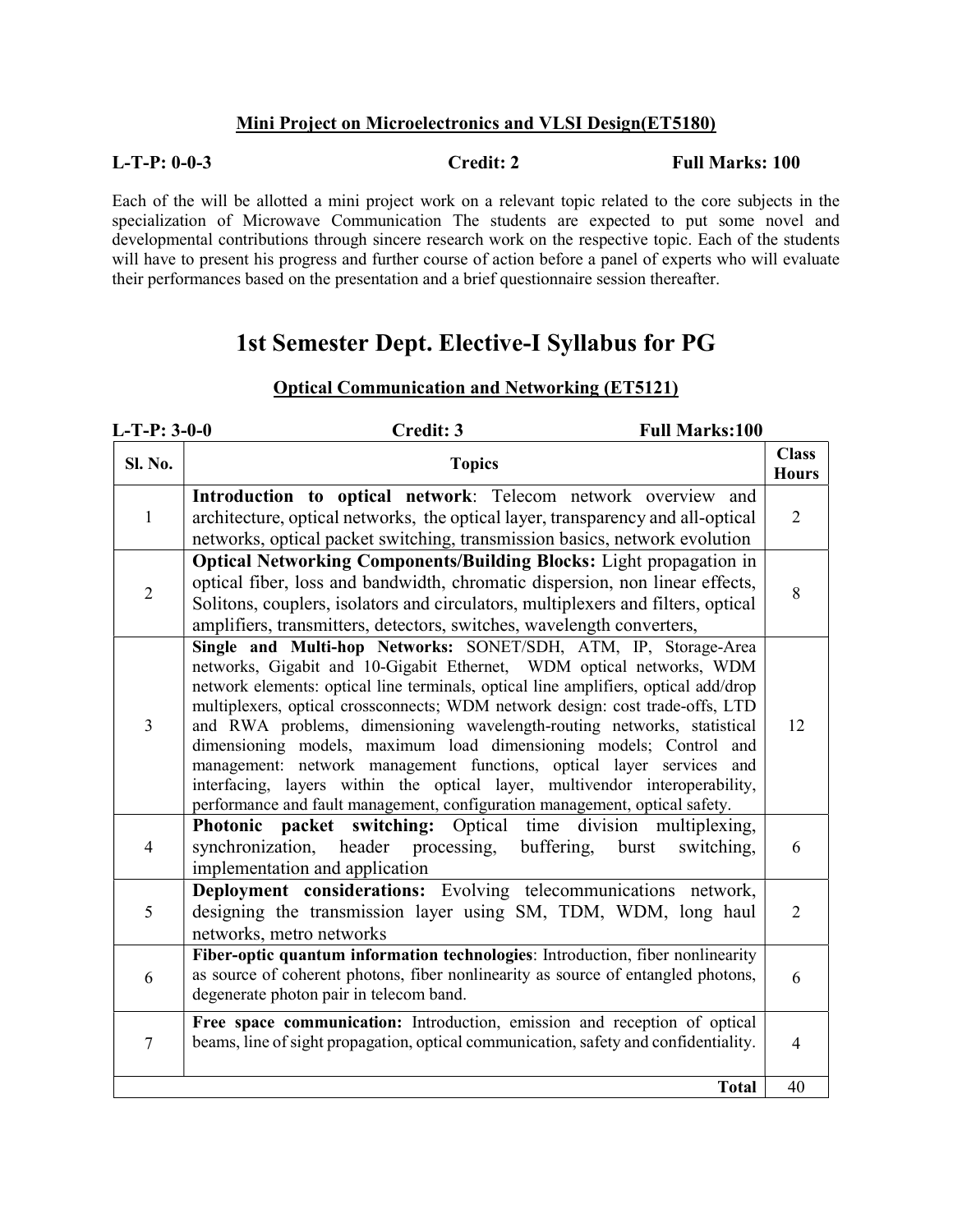**Mini Project on Microelectronics and VLSI Design(ET5180)**

**L-T-P: 0-0-3** **Credit: 2** **Full Marks: 100**

Each of the will be allotted a mini project work on a relevant topic related to the core subjects in the specialization of Microwave Communication The students are expected to put some novel and developmental contributions through sincere research work on the respective topic. Each of the students will have to present his progress and further course of action before a panel of experts who will evaluate their performances based on the presentation and a brief questionnaire session thereafter.

# 1st Semester Dept. Elective-I Syllabus for PG

## Optical Communication and Networking (ET5121)

**L-T-P: 3-0-0** **Credit: 3** **Full Marks:100**

| Sl. No. | Topics | Class Hours |
|---|---|---|
| 1 | **Introduction to optical network**: Telecom network overview and architecture, optical networks, the optical layer, transparency and all-optical networks, optical packet switching, transmission basics, network evolution | 2 |
| 2 | **Optical Networking Components/Building Blocks:** Light propagation in optical fiber, loss and bandwidth, chromatic dispersion, non linear effects, Solitons, couplers, isolators and circulators, multiplexers and filters, optical amplifiers, transmitters, detectors, switches, wavelength converters, | 8 |
| 3 | **Single and Multi-hop Networks:** SONET/SDH, ATM, IP, Storage-Area networks, Gigabit and 10-Gigabit Ethernet, WDM optical networks, WDM network elements: optical line terminals, optical line amplifiers, optical add/drop multiplexers, optical crossconnects; WDM network design: cost trade-offs, LTD and RWA problems, dimensioning wavelength-routing networks, statistical dimensioning models, maximum load dimensioning models; Control and management: network management functions, optical layer services and interfacing, layers within the optical layer, multivendor interoperability, performance and fault management, configuration management, optical safety. | 12 |
| 4 | **Photonic packet switching:** Optical time division multiplexing, synchronization, header processing, buffering, burst switching, implementation and application | 6 |
| 5 | **Deployment considerations:** Evolving telecommunications network, designing the transmission layer using SM, TDM, WDM, long haul networks, metro networks | 2 |
| 6 | **Fiber-optic quantum information technologies**: Introduction, fiber nonlinearity as source of coherent photons, fiber nonlinearity as source of entangled photons, degenerate photon pair in telecom band. | 6 |
| 7 | **Free space communication:** Introduction, emission and reception of optical beams, line of sight propagation, optical communication, safety and confidentiality. | 4 |
| | **Total** | 40 |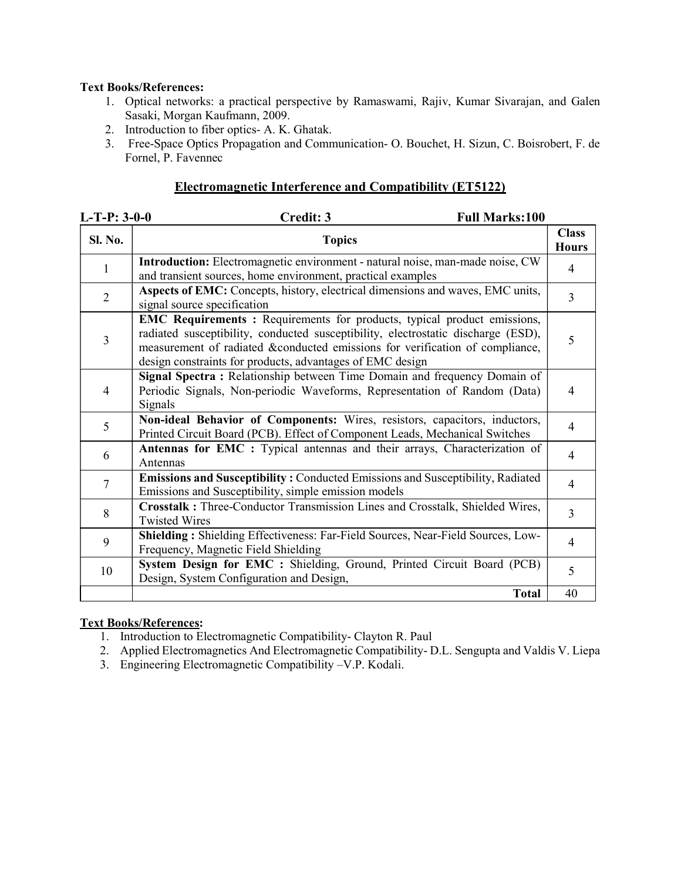**Text Books/References:**

1. Optical networks: a practical perspective by Ramaswami, Rajiv, Kumar Sivarajan, and Galen Sasaki, Morgan Kaufmann, 2009.
2. Introduction to fiber optics- A. K. Ghatak.
3. Free-Space Optics Propagation and Communication- O. Bouchet, H. Sizun, C. Boisrobert, F. de Fornel, P. Favennec

## Electromagnetic Interference and Compatibility (ET5122)

**L-T-P: 3-0-0** **Credit: 3** **Full Marks:100**

| Sl. No. | Topics | Class Hours |
|---|---|---|
| 1 | **Introduction:** Electromagnetic environment - natural noise, man-made noise, CW and transient sources, home environment, practical examples | 4 |
| 2 | **Aspects of EMC:** Concepts, history, electrical dimensions and waves, EMC units, signal source specification | 3 |
| 3 | **EMC Requirements :** Requirements for products, typical product emissions, radiated susceptibility, conducted susceptibility, electrostatic discharge (ESD), measurement of radiated &conducted emissions for verification of compliance, design constraints for products, advantages of EMC design | 5 |
| 4 | **Signal Spectra :** Relationship between Time Domain and frequency Domain of Periodic Signals, Non-periodic Waveforms, Representation of Random (Data) Signals | 4 |
| 5 | **Non-ideal Behavior of Components:** Wires, resistors, capacitors, inductors, Printed Circuit Board (PCB). Effect of Component Leads, Mechanical Switches | 4 |
| 6 | **Antennas for EMC :** Typical antennas and their arrays, Characterization of Antennas | 4 |
| 7 | **Emissions and Susceptibility :** Conducted Emissions and Susceptibility, Radiated Emissions and Susceptibility, simple emission models | 4 |
| 8 | **Crosstalk :** Three-Conductor Transmission Lines and Crosstalk, Shielded Wires, Twisted Wires | 3 |
| 9 | **Shielding :** Shielding Effectiveness: Far-Field Sources, Near-Field Sources, Low-Frequency, Magnetic Field Shielding | 4 |
| 10 | **System Design for EMC :** Shielding, Ground, Printed Circuit Board (PCB) Design, System Configuration and Design, | 5 |
| | **Total** | 40 |

**Text Books/References:**

1. Introduction to Electromagnetic Compatibility- Clayton R. Paul
2. Applied Electromagnetics And Electromagnetic Compatibility- D.L. Sengupta and Valdis V. Liepa
3. Engineering Electromagnetic Compatibility –V.P. Kodali.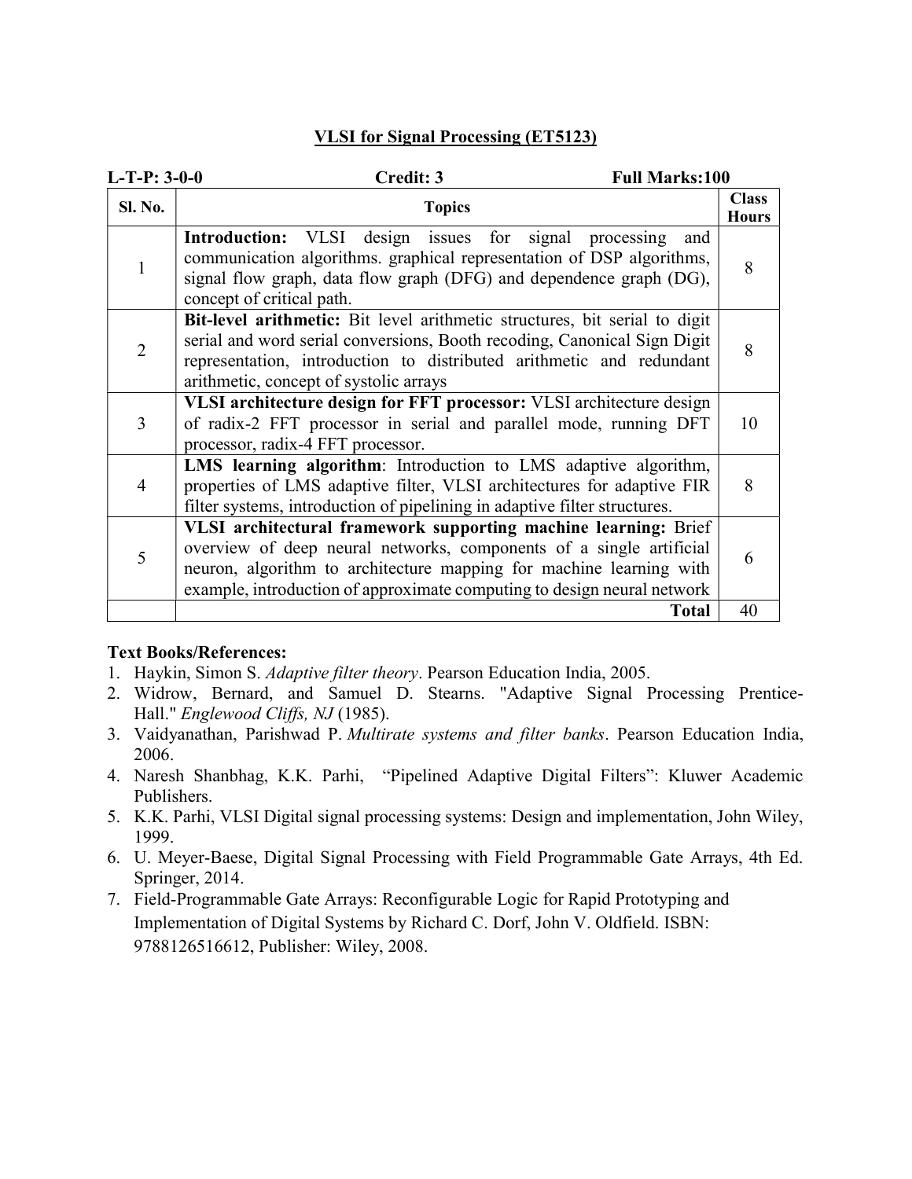## VLSI for Signal Processing (ET5123)

**L-T-P: 3-0-0** **Credit: 3** **Full Marks:100**

| Sl. No. | Topics | Class Hours |
|---|---|---|
| 1 | **Introduction:** VLSI design issues for signal processing and communication algorithms. graphical representation of DSP algorithms, signal flow graph, data flow graph (DFG) and dependence graph (DG), concept of critical path. | 8 |
| 2 | **Bit-level arithmetic:** Bit level arithmetic structures, bit serial to digit serial and word serial conversions, Booth recoding, Canonical Sign Digit representation, introduction to distributed arithmetic and redundant arithmetic, concept of systolic arrays | 8 |
| 3 | **VLSI architecture design for FFT processor:** VLSI architecture design of radix-2 FFT processor in serial and parallel mode, running DFT processor, radix-4 FFT processor. | 10 |
| 4 | **LMS learning algorithm**: Introduction to LMS adaptive algorithm, properties of LMS adaptive filter, VLSI architectures for adaptive FIR filter systems, introduction of pipelining in adaptive filter structures. | 8 |
| 5 | **VLSI architectural framework supporting machine learning:** Brief overview of deep neural networks, components of a single artificial neuron, algorithm to architecture mapping for machine learning with example, introduction of approximate computing to design neural network | 6 |
| | **Total** | 40 |

**Text Books/References:**

1. Haykin, Simon S. *Adaptive filter theory*. Pearson Education India, 2005.
2. Widrow, Bernard, and Samuel D. Stearns. "Adaptive Signal Processing Prentice-Hall." *Englewood Cliffs, NJ* (1985).
3. Vaidyanathan, Parishwad P. *Multirate systems and filter banks*. Pearson Education India, 2006.
4. Naresh Shanbhag, K.K. Parhi, "Pipelined Adaptive Digital Filters": Kluwer Academic Publishers.
5. K.K. Parhi, VLSI Digital signal processing systems: Design and implementation, John Wiley, 1999.
6. U. Meyer-Baese, Digital Signal Processing with Field Programmable Gate Arrays, 4th Ed. Springer, 2014.
7. Field-Programmable Gate Arrays: Reconfigurable Logic for Rapid Prototyping and Implementation of Digital Systems by Richard C. Dorf, John V. Oldfield. ISBN: 9788126516612, Publisher: Wiley, 2008.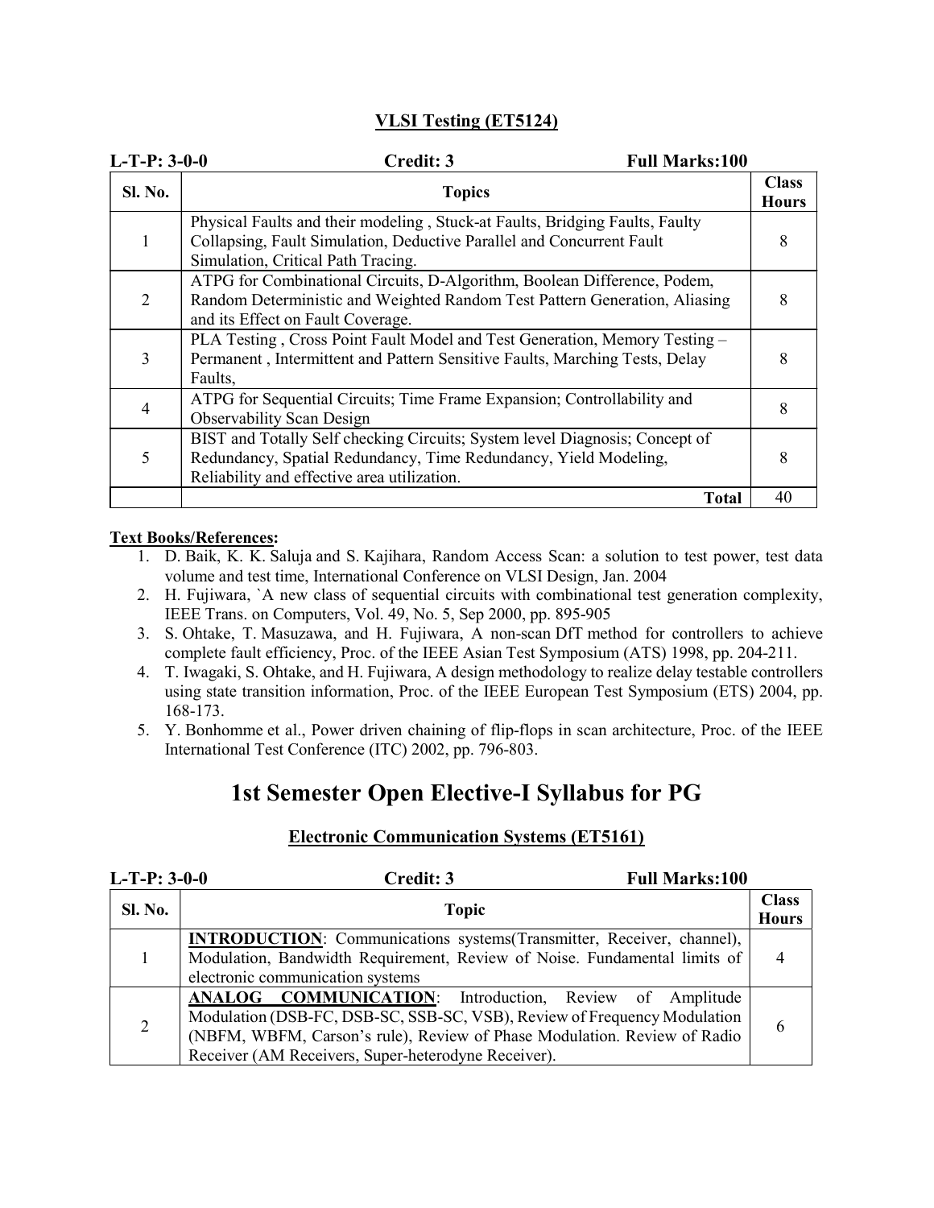## VLSI Testing (ET5124)

**L-T-P: 3-0-0** **Credit: 3** **Full Marks:100**

| Sl. No. | Topics | Class Hours |
|---|---|---|
| 1 | Physical Faults and their modeling , Stuck-at Faults, Bridging Faults, Faulty Collapsing, Fault Simulation, Deductive Parallel and Concurrent Fault Simulation, Critical Path Tracing. | 8 |
| 2 | ATPG for Combinational Circuits, D-Algorithm, Boolean Difference, Podem, Random Deterministic and Weighted Random Test Pattern Generation, Aliasing and its Effect on Fault Coverage. | 8 |
| 3 | PLA Testing , Cross Point Fault Model and Test Generation, Memory Testing – Permanent , Intermittent and Pattern Sensitive Faults, Marching Tests, Delay Faults, | 8 |
| 4 | ATPG for Sequential Circuits; Time Frame Expansion; Controllability and Observability Scan Design | 8 |
| 5 | BIST and Totally Self checking Circuits; System level Diagnosis; Concept of Redundancy, Spatial Redundancy, Time Redundancy, Yield Modeling, Reliability and effective area utilization. | 8 |
| | **Total** | 40 |

**Text Books/References:**

1. D. Baik, K. K. Saluja and S. Kajihara, Random Access Scan: a solution to test power, test data volume and test time, International Conference on VLSI Design, Jan. 2004
2. H. Fujiwara, `A new class of sequential circuits with combinational test generation complexity, IEEE Trans. on Computers, Vol. 49, No. 5, Sep 2000, pp. 895-905
3. S. Ohtake, T. Masuzawa, and H. Fujiwara, A non-scan DfT method for controllers to achieve complete fault efficiency, Proc. of the IEEE Asian Test Symposium (ATS) 1998, pp. 204-211.
4. T. Iwagaki, S. Ohtake, and H. Fujiwara, A design methodology to realize delay testable controllers using state transition information, Proc. of the IEEE European Test Symposium (ETS) 2004, pp. 168-173.
5. Y. Bonhomme et al., Power driven chaining of flip-flops in scan architecture, Proc. of the IEEE International Test Conference (ITC) 2002, pp. 796-803.

# 1st Semester Open Elective-I Syllabus for PG

## Electronic Communication Systems (ET5161)

**L-T-P: 3-0-0** **Credit: 3** **Full Marks:100**

| Sl. No. | Topic | Class Hours |
|---|---|---|
| 1 | **INTRODUCTION**: Communications systems(Transmitter, Receiver, channel), Modulation, Bandwidth Requirement, Review of Noise. Fundamental limits of electronic communication systems | 4 |
| 2 | **ANALOG COMMUNICATION**: Introduction, Review of Amplitude Modulation (DSB-FC, DSB-SC, SSB-SC, VSB), Review of Frequency Modulation (NBFM, WBFM, Carson's rule), Review of Phase Modulation. Review of Radio Receiver (AM Receivers, Super-heterodyne Receiver). | 6 |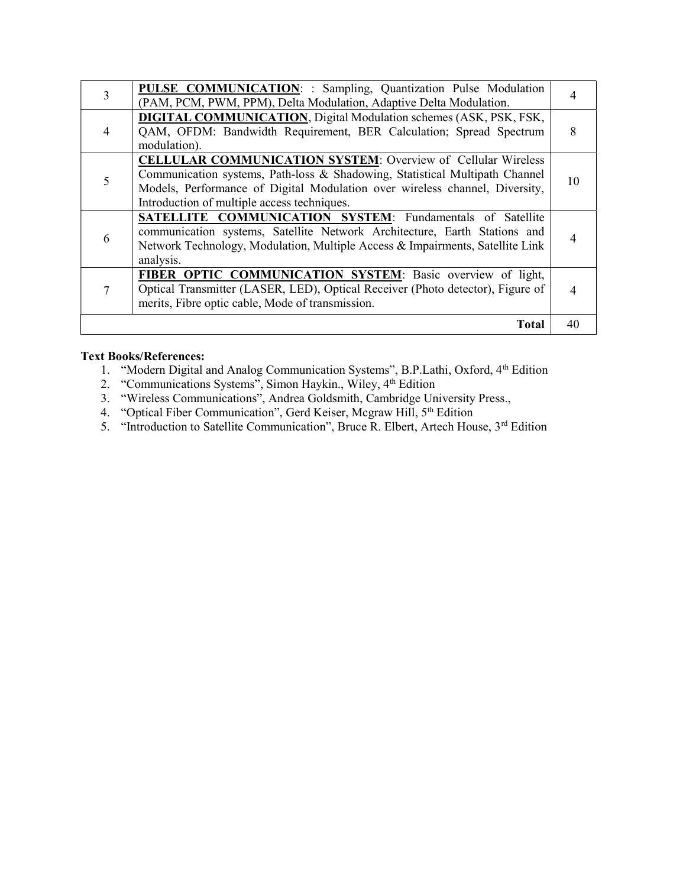| | | |
|---|---|---|
| 3 | **PULSE COMMUNICATION**: : Sampling, Quantization Pulse Modulation (PAM, PCM, PWM, PPM), Delta Modulation, Adaptive Delta Modulation. | 4 |
| 4 | **DIGITAL COMMUNICATION**, Digital Modulation schemes (ASK, PSK, FSK, QAM, OFDM: Bandwidth Requirement, BER Calculation; Spread Spectrum modulation). | 8 |
| 5 | **CELLULAR COMMUNICATION SYSTEM**: Overview of Cellular Wireless Communication systems, Path-loss & Shadowing, Statistical Multipath Channel Models, Performance of Digital Modulation over wireless channel, Diversity, Introduction of multiple access techniques. | 10 |
| 6 | **SATELLITE COMMUNICATION SYSTEM**: Fundamentals of Satellite communication systems, Satellite Network Architecture, Earth Stations and Network Technology, Modulation, Multiple Access & Impairments, Satellite Link analysis. | 4 |
| 7 | **FIBER OPTIC COMMUNICATION SYSTEM**: Basic overview of light, Optical Transmitter (LASER, LED), Optical Receiver (Photo detector), Figure of merits, Fibre optic cable, Mode of transmission. | 4 |
| | **Total** | 40 |

**Text Books/References:**

1. "Modern Digital and Analog Communication Systems", B.P.Lathi, Oxford, 4th Edition
2. "Communications Systems", Simon Haykin., Wiley, 4th Edition
3. "Wireless Communications", Andrea Goldsmith, Cambridge University Press.,
4. "Optical Fiber Communication", Gerd Keiser, Mcgraw Hill, 5th Edition
5. "Introduction to Satellite Communication", Bruce R. Elbert, Artech House, 3rd Edition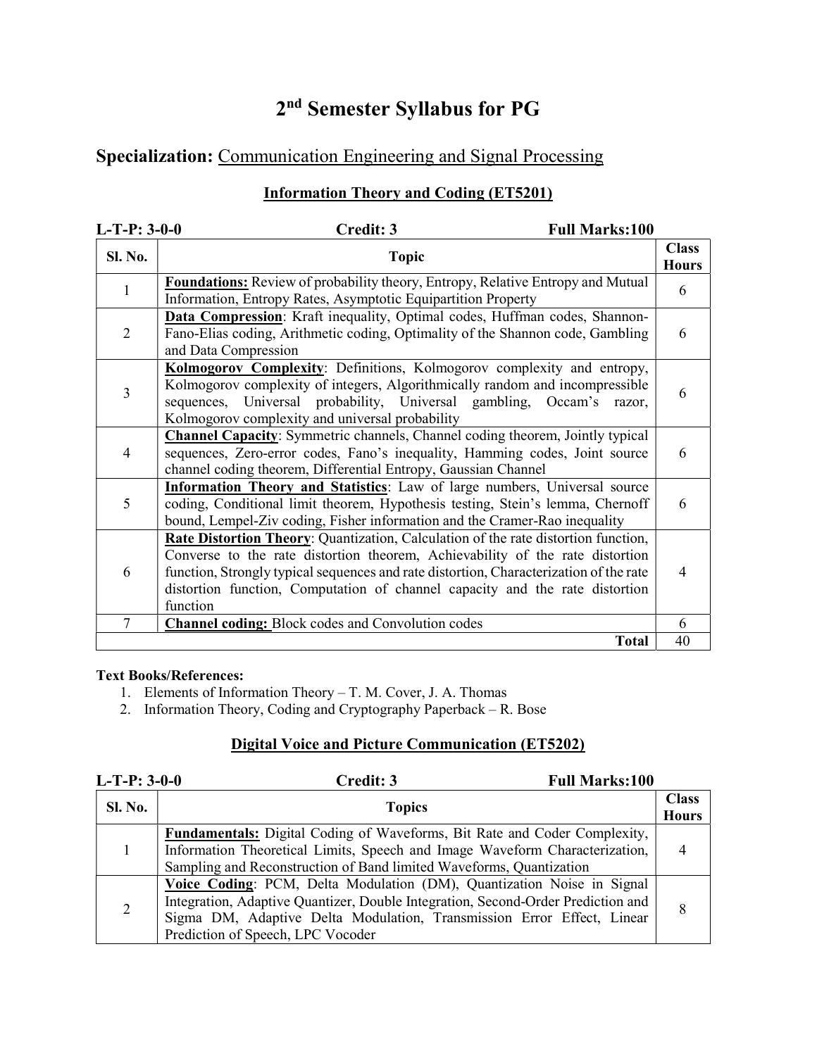# 2nd Semester Syllabus for PG

## Specialization: Communication Engineering and Signal Processing

### Information Theory and Coding (ET5201)

**L-T-P: 3-0-0** **Credit: 3** **Full Marks:100**

| Sl. No. | Topic | Class Hours |
|---|---|---|
| 1 | **Foundations:** Review of probability theory, Entropy, Relative Entropy and Mutual Information, Entropy Rates, Asymptotic Equipartition Property | 6 |
| 2 | **Data Compression**: Kraft inequality, Optimal codes, Huffman codes, Shannon-Fano-Elias coding, Arithmetic coding, Optimality of the Shannon code, Gambling and Data Compression | 6 |
| 3 | **Kolmogorov Complexity**: Definitions, Kolmogorov complexity and entropy, Kolmogorov complexity of integers, Algorithmically random and incompressible sequences, Universal probability, Universal gambling, Occam's razor, Kolmogorov complexity and universal probability | 6 |
| 4 | **Channel Capacity**: Symmetric channels, Channel coding theorem, Jointly typical sequences, Zero-error codes, Fano's inequality, Hamming codes, Joint source channel coding theorem, Differential Entropy, Gaussian Channel | 6 |
| 5 | **Information Theory and Statistics**: Law of large numbers, Universal source coding, Conditional limit theorem, Hypothesis testing, Stein's lemma, Chernoff bound, Lempel-Ziv coding, Fisher information and the Cramer-Rao inequality | 6 |
| 6 | **Rate Distortion Theory**: Quantization, Calculation of the rate distortion function, Converse to the rate distortion theorem, Achievability of the rate distortion function, Strongly typical sequences and rate distortion, Characterization of the rate distortion function, Computation of channel capacity and the rate distortion function | 4 |
| 7 | **Channel coding:** Block codes and Convolution codes | 6 |
| | **Total** | 40 |

**Text Books/References:**

1. Elements of Information Theory – T. M. Cover, J. A. Thomas
2. Information Theory, Coding and Cryptography Paperback – R. Bose

### Digital Voice and Picture Communication (ET5202)

**L-T-P: 3-0-0** **Credit: 3** **Full Marks:100**

| Sl. No. | Topics | Class Hours |
|---|---|---|
| 1 | **Fundamentals:** Digital Coding of Waveforms, Bit Rate and Coder Complexity, Information Theoretical Limits, Speech and Image Waveform Characterization, Sampling and Reconstruction of Band limited Waveforms, Quantization | 4 |
| 2 | **Voice Coding**: PCM, Delta Modulation (DM), Quantization Noise in Signal Integration, Adaptive Quantizer, Double Integration, Second-Order Prediction and Sigma DM, Adaptive Delta Modulation, Transmission Error Effect, Linear Prediction of Speech, LPC Vocoder | 8 |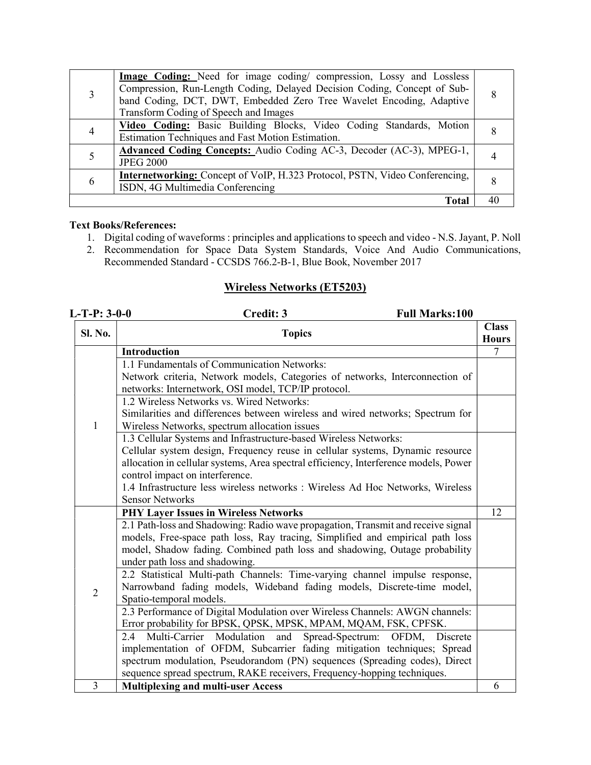| | | |
|---|---|---|
| 3 | **Image Coding:** Need for image coding/ compression, Lossy and Lossless Compression, Run-Length Coding, Delayed Decision Coding, Concept of Sub-band Coding, DCT, DWT, Embedded Zero Tree Wavelet Encoding, Adaptive Transform Coding of Speech and Images | 8 |
| 4 | **Video Coding:** Basic Building Blocks, Video Coding Standards, Motion Estimation Techniques and Fast Motion Estimation. | 8 |
| 5 | **Advanced Coding Concepts:** Audio Coding AC-3, Decoder (AC-3), MPEG-1, JPEG 2000 | 4 |
| 6 | **Internetworking:** Concept of VoIP, H.323 Protocol, PSTN, Video Conferencing, ISDN, 4G Multimedia Conferencing | 8 |
| | **Total** | 40 |

**Text Books/References:**

1. Digital coding of waveforms : principles and applications to speech and video - N.S. Jayant, P. Noll
2. Recommendation for Space Data System Standards, Voice And Audio Communications, Recommended Standard - CCSDS 766.2-B-1, Blue Book, November 2017

## Wireless Networks (ET5203)

**L-T-P: 3-0-0** **Credit: 3** **Full Marks:100**

| Sl. No. | Topics | Class Hours |
|---|---|---|
| 1 | **Introduction** | 7 |
| | 1.1 Fundamentals of Communication Networks: Network criteria, Network models, Categories of networks, Interconnection of networks: Internetwork, OSI model, TCP/IP protocol. | |
| | 1.2 Wireless Networks vs. Wired Networks: Similarities and differences between wireless and wired networks; Spectrum for Wireless Networks, spectrum allocation issues | |
| | 1.3 Cellular Systems and Infrastructure-based Wireless Networks: Cellular system design, Frequency reuse in cellular systems, Dynamic resource allocation in cellular systems, Area spectral efficiency, Interference models, Power control impact on interference. 1.4 Infrastructure less wireless networks : Wireless Ad Hoc Networks, Wireless Sensor Networks | |
| 2 | **PHY Layer Issues in Wireless Networks** | 12 |
| | 2.1 Path-loss and Shadowing: Radio wave propagation, Transmit and receive signal models, Free-space path loss, Ray tracing, Simplified and empirical path loss model, Shadow fading. Combined path loss and shadowing, Outage probability under path loss and shadowing. | |
| | 2.2 Statistical Multi-path Channels: Time-varying channel impulse response, Narrowband fading models, Wideband fading models, Discrete-time model, Spatio-temporal models. | |
| | 2.3 Performance of Digital Modulation over Wireless Channels: AWGN channels: Error probability for BPSK, QPSK, MPSK, MPAM, MQAM, FSK, CPFSK. | |
| | 2.4 Multi-Carrier Modulation and Spread-Spectrum: OFDM, Discrete implementation of OFDM, Subcarrier fading mitigation techniques; Spread spectrum modulation, Pseudorandom (PN) sequences (Spreading codes), Direct sequence spread spectrum, RAKE receivers, Frequency-hopping techniques. | |
| 3 | **Multiplexing and multi-user Access** | 6 |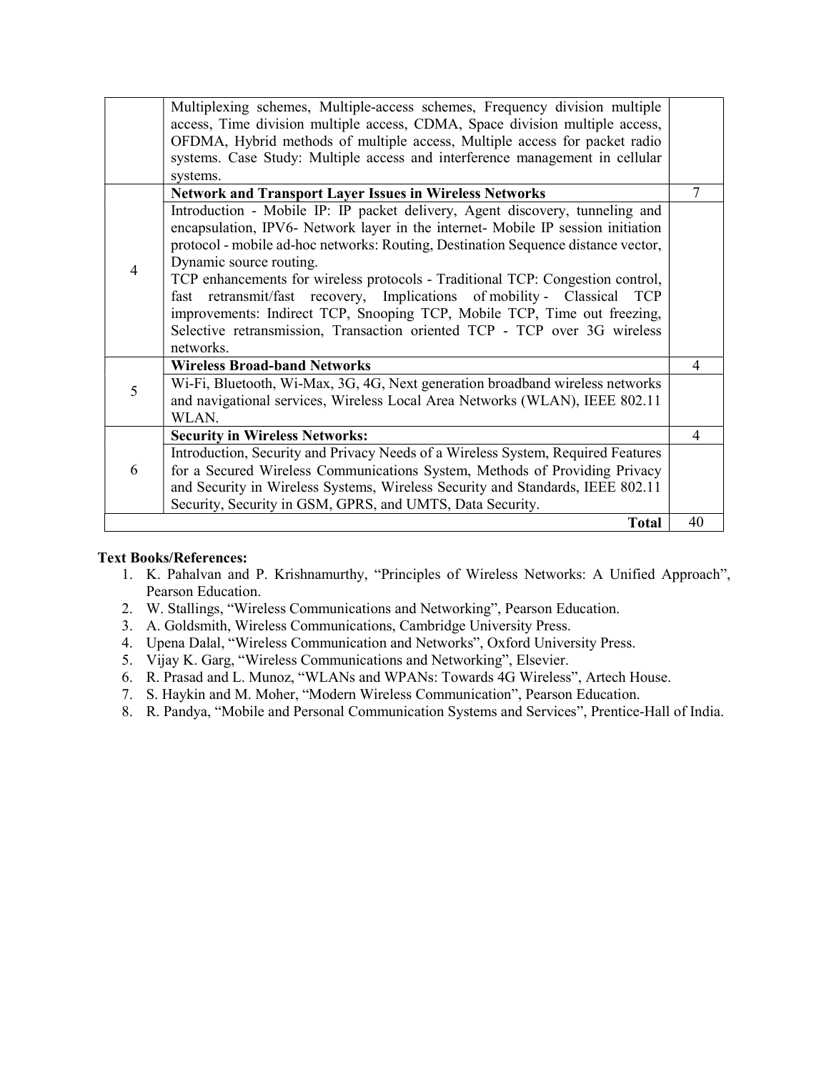| | | |
|---|---|---|
| | Multiplexing schemes, Multiple-access schemes, Frequency division multiple access, Time division multiple access, CDMA, Space division multiple access, OFDMA, Hybrid methods of multiple access, Multiple access for packet radio systems. Case Study: Multiple access and interference management in cellular systems. | |
| 4 | **Network and Transport Layer Issues in Wireless Networks** | 7 |
| | Introduction - Mobile IP: IP packet delivery, Agent discovery, tunneling and encapsulation, IPV6- Network layer in the internet- Mobile IP session initiation protocol - mobile ad-hoc networks: Routing, Destination Sequence distance vector, Dynamic source routing.<br>TCP enhancements for wireless protocols - Traditional TCP: Congestion control, fast retransmit/fast recovery, Implications of mobility - Classical TCP improvements: Indirect TCP, Snooping TCP, Mobile TCP, Time out freezing, Selective retransmission, Transaction oriented TCP - TCP over 3G wireless networks. | |
| 5 | **Wireless Broad-band Networks** | 4 |
| | Wi-Fi, Bluetooth, Wi-Max, 3G, 4G, Next generation broadband wireless networks and navigational services, Wireless Local Area Networks (WLAN), IEEE 802.11 WLAN. | |
| 6 | **Security in Wireless Networks:** | 4 |
| | Introduction, Security and Privacy Needs of a Wireless System, Required Features for a Secured Wireless Communications System, Methods of Providing Privacy and Security in Wireless Systems, Wireless Security and Standards, IEEE 802.11 Security, Security in GSM, GPRS, and UMTS, Data Security. | |
| | **Total** | 40 |

**Text Books/References:**

1. K. Pahalvan and P. Krishnamurthy, "Principles of Wireless Networks: A Unified Approach", Pearson Education.
2. W. Stallings, "Wireless Communications and Networking", Pearson Education.
3. A. Goldsmith, Wireless Communications, Cambridge University Press.
4. Upena Dalal, "Wireless Communication and Networks", Oxford University Press.
5. Vijay K. Garg, "Wireless Communications and Networking", Elsevier.
6. R. Prasad and L. Munoz, "WLANs and WPANs: Towards 4G Wireless", Artech House.
7. S. Haykin and M. Moher, "Modern Wireless Communication", Pearson Education.
8. R. Pandya, "Mobile and Personal Communication Systems and Services", Prentice-Hall of India.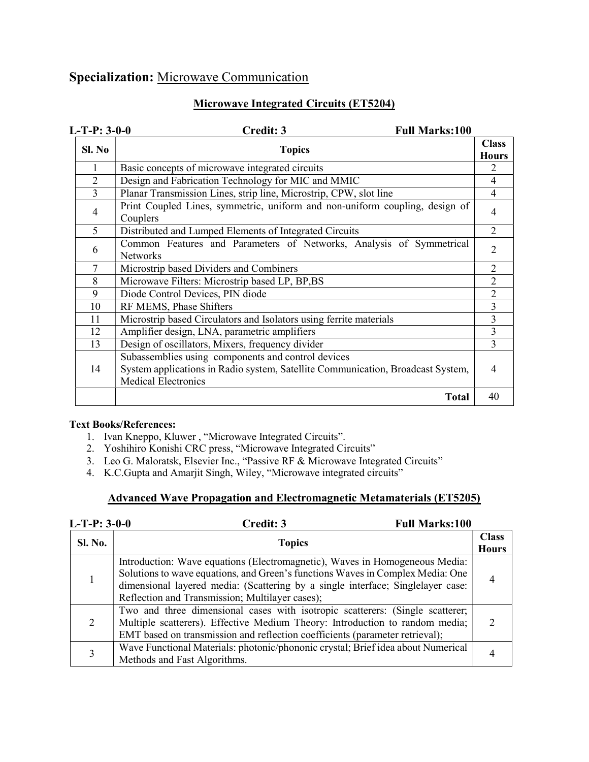## Specialization: Microwave Communication

### Microwave Integrated Circuits (ET5204)

**L-T-P: 3-0-0** **Credit: 3** **Full Marks:100**

| Sl. No | Topics | Class Hours |
|---|---|---|
| 1 | Basic concepts of microwave integrated circuits | 2 |
| 2 | Design and Fabrication Technology for MIC and MMIC | 4 |
| 3 | Planar Transmission Lines, strip line, Microstrip, CPW, slot line | 4 |
| 4 | Print Coupled Lines, symmetric, uniform and non-uniform coupling, design of Couplers | 4 |
| 5 | Distributed and Lumped Elements of Integrated Circuits | 2 |
| 6 | Common Features and Parameters of Networks, Analysis of Symmetrical Networks | 2 |
| 7 | Microstrip based Dividers and Combiners | 2 |
| 8 | Microwave Filters: Microstrip based LP, BP,BS | 2 |
| 9 | Diode Control Devices, PIN diode | 2 |
| 10 | RF MEMS, Phase Shifters | 3 |
| 11 | Microstrip based Circulators and Isolators using ferrite materials | 3 |
| 12 | Amplifier design, LNA, parametric amplifiers | 3 |
| 13 | Design of oscillators, Mixers, frequency divider | 3 |
| 14 | Subassemblies using components and control devices<br>System applications in Radio system, Satellite Communication, Broadcast System, Medical Electronics | 4 |
| | **Total** | 40 |

**Text Books/References:**

1. Ivan Kneppo, Kluwer , "Microwave Integrated Circuits".
2. Yoshihiro Konishi CRC press, "Microwave Integrated Circuits"
3. Leo G. Maloratsk, Elsevier Inc., "Passive RF & Microwave Integrated Circuits"
4. K.C.Gupta and Amarjit Singh, Wiley, "Microwave integrated circuits"

### Advanced Wave Propagation and Electromagnetic Metamaterials (ET5205)

**L-T-P: 3-0-0** **Credit: 3** **Full Marks:100**

| Sl. No. | Topics | Class Hours |
|---|---|---|
| 1 | Introduction: Wave equations (Electromagnetic), Waves in Homogeneous Media: Solutions to wave equations, and Green's functions Waves in Complex Media: One dimensional layered media: (Scattering by a single interface; Singlelayer case: Reflection and Transmission; Multilayer cases); | 4 |
| 2 | Two and three dimensional cases with isotropic scatterers: (Single scatterer; Multiple scatterers). Effective Medium Theory: Introduction to random media; EMT based on transmission and reflection coefficients (parameter retrieval); | 2 |
| 3 | Wave Functional Materials: photonic/phononic crystal; Brief idea about Numerical Methods and Fast Algorithms. | 4 |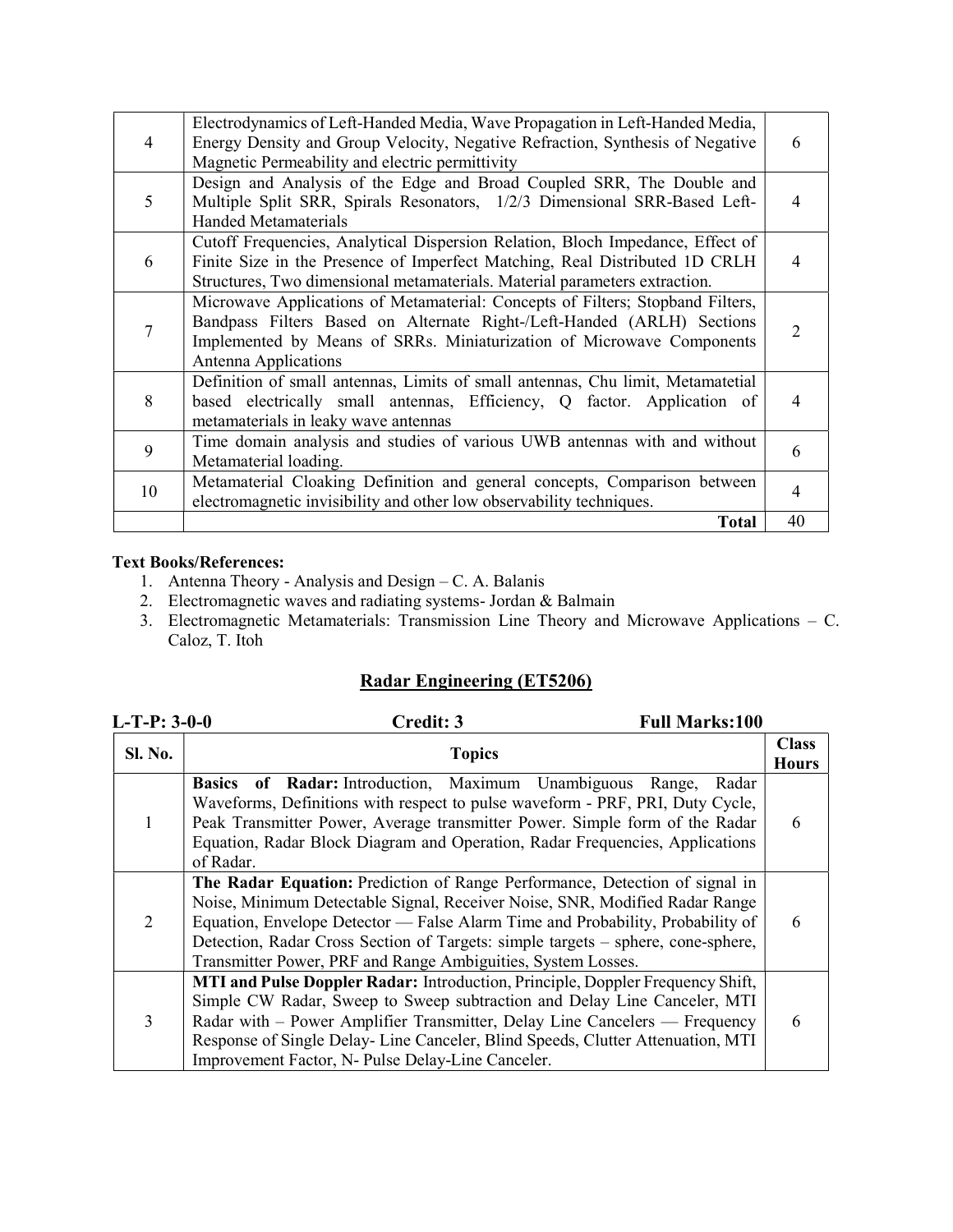| | | |
|---|---|---|
| 4 | Electrodynamics of Left-Handed Media, Wave Propagation in Left-Handed Media, Energy Density and Group Velocity, Negative Refraction, Synthesis of Negative Magnetic Permeability and electric permittivity | 6 |
| 5 | Design and Analysis of the Edge and Broad Coupled SRR, The Double and Multiple Split SRR, Spirals Resonators, 1/2/3 Dimensional SRR-Based Left-Handed Metamaterials | 4 |
| 6 | Cutoff Frequencies, Analytical Dispersion Relation, Bloch Impedance, Effect of Finite Size in the Presence of Imperfect Matching, Real Distributed 1D CRLH Structures, Two dimensional metamaterials. Material parameters extraction. | 4 |
| 7 | Microwave Applications of Metamaterial: Concepts of Filters; Stopband Filters, Bandpass Filters Based on Alternate Right-/Left-Handed (ARLH) Sections Implemented by Means of SRRs. Miniaturization of Microwave Components Antenna Applications | 2 |
| 8 | Definition of small antennas, Limits of small antennas, Chu limit, Metamatetial based electrically small antennas, Efficiency, Q factor. Application of metamaterials in leaky wave antennas | 4 |
| 9 | Time domain analysis and studies of various UWB antennas with and without Metamaterial loading. | 6 |
| 10 | Metamaterial Cloaking Definition and general concepts, Comparison between electromagnetic invisibility and other low observability techniques. | 4 |
| | **Total** | 40 |

**Text Books/References:**

1. Antenna Theory - Analysis and Design – C. A. Balanis
2. Electromagnetic waves and radiating systems- Jordan & Balmain
3. Electromagnetic Metamaterials: Transmission Line Theory and Microwave Applications – C. Caloz, T. Itoh

## Radar Engineering (ET5206)

**L-T-P: 3-0-0** **Credit: 3** **Full Marks:100**

| Sl. No. | Topics | Class Hours |
|---|---|---|
| 1 | **Basics of Radar:** Introduction, Maximum Unambiguous Range, Radar Waveforms, Definitions with respect to pulse waveform - PRF, PRI, Duty Cycle, Peak Transmitter Power, Average transmitter Power. Simple form of the Radar Equation, Radar Block Diagram and Operation, Radar Frequencies, Applications of Radar. | 6 |
| 2 | **The Radar Equation:** Prediction of Range Performance, Detection of signal in Noise, Minimum Detectable Signal, Receiver Noise, SNR, Modified Radar Range Equation, Envelope Detector — False Alarm Time and Probability, Probability of Detection, Radar Cross Section of Targets: simple targets – sphere, cone-sphere, Transmitter Power, PRF and Range Ambiguities, System Losses. | 6 |
| 3 | **MTI and Pulse Doppler Radar:** Introduction, Principle, Doppler Frequency Shift, Simple CW Radar, Sweep to Sweep subtraction and Delay Line Canceler, MTI Radar with – Power Amplifier Transmitter, Delay Line Cancelers — Frequency Response of Single Delay- Line Canceler, Blind Speeds, Clutter Attenuation, MTI Improvement Factor, N- Pulse Delay-Line Canceler. | 6 |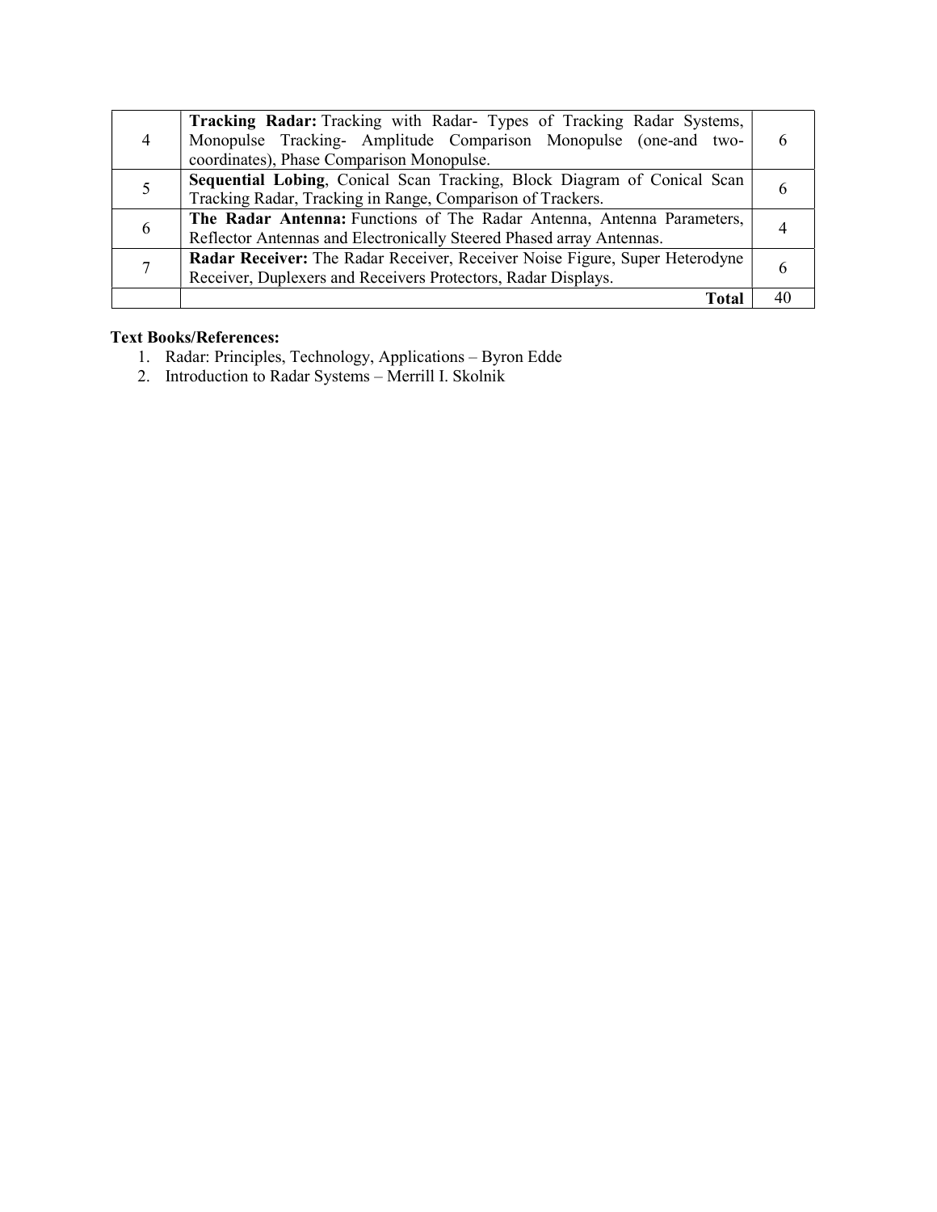| | | |
|---|---|---|
| 4 | **Tracking Radar:** Tracking with Radar- Types of Tracking Radar Systems, Monopulse Tracking- Amplitude Comparison Monopulse (one-and two-coordinates), Phase Comparison Monopulse. | 6 |
| 5 | **Sequential Lobing**, Conical Scan Tracking, Block Diagram of Conical Scan Tracking Radar, Tracking in Range, Comparison of Trackers. | 6 |
| 6 | **The Radar Antenna:** Functions of The Radar Antenna, Antenna Parameters, Reflector Antennas and Electronically Steered Phased array Antennas. | 4 |
| 7 | **Radar Receiver:** The Radar Receiver, Receiver Noise Figure, Super Heterodyne Receiver, Duplexers and Receivers Protectors, Radar Displays. | 6 |
| | **Total** | 40 |

**Text Books/References:**

1. Radar: Principles, Technology, Applications – Byron Edde
2. Introduction to Radar Systems – Merrill I. Skolnik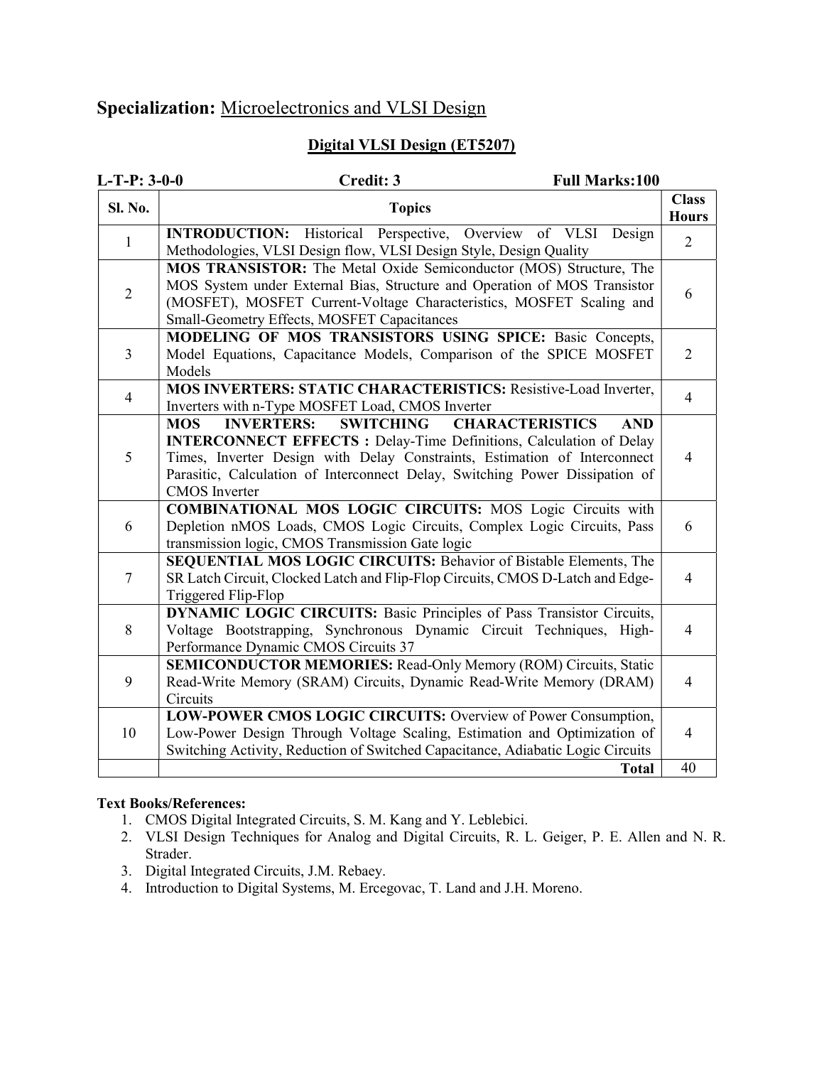## Specialization: Microelectronics and VLSI Design

### Digital VLSI Design (ET5207)

**L-T-P: 3-0-0** **Credit: 3** **Full Marks:100**

| Sl. No. | Topics | Class Hours |
|---|---|---|
| 1 | **INTRODUCTION:** Historical Perspective, Overview of VLSI Design Methodologies, VLSI Design flow, VLSI Design Style, Design Quality | 2 |
| 2 | **MOS TRANSISTOR:** The Metal Oxide Semiconductor (MOS) Structure, The MOS System under External Bias, Structure and Operation of MOS Transistor (MOSFET), MOSFET Current-Voltage Characteristics, MOSFET Scaling and Small-Geometry Effects, MOSFET Capacitances | 6 |
| 3 | **MODELING OF MOS TRANSISTORS USING SPICE:** Basic Concepts, Model Equations, Capacitance Models, Comparison of the SPICE MOSFET Models | 2 |
| 4 | **MOS INVERTERS: STATIC CHARACTERISTICS:** Resistive-Load Inverter, Inverters with n-Type MOSFET Load, CMOS Inverter | 4 |
| 5 | **MOS INVERTERS: SWITCHING CHARACTERISTICS AND INTERCONNECT EFFECTS :** Delay-Time Definitions, Calculation of Delay Times, Inverter Design with Delay Constraints, Estimation of Interconnect Parasitic, Calculation of Interconnect Delay, Switching Power Dissipation of CMOS Inverter | 4 |
| 6 | **COMBINATIONAL MOS LOGIC CIRCUITS:** MOS Logic Circuits with Depletion nMOS Loads, CMOS Logic Circuits, Complex Logic Circuits, Pass transmission logic, CMOS Transmission Gate logic | 6 |
| 7 | **SEQUENTIAL MOS LOGIC CIRCUITS:** Behavior of Bistable Elements, The SR Latch Circuit, Clocked Latch and Flip-Flop Circuits, CMOS D-Latch and Edge-Triggered Flip-Flop | 4 |
| 8 | **DYNAMIC LOGIC CIRCUITS:** Basic Principles of Pass Transistor Circuits, Voltage Bootstrapping, Synchronous Dynamic Circuit Techniques, High-Performance Dynamic CMOS Circuits 37 | 4 |
| 9 | **SEMICONDUCTOR MEMORIES:** Read-Only Memory (ROM) Circuits, Static Read-Write Memory (SRAM) Circuits, Dynamic Read-Write Memory (DRAM) Circuits | 4 |
| 10 | **LOW-POWER CMOS LOGIC CIRCUITS:** Overview of Power Consumption, Low-Power Design Through Voltage Scaling, Estimation and Optimization of Switching Activity, Reduction of Switched Capacitance, Adiabatic Logic Circuits | 4 |
| | **Total** | 40 |

**Text Books/References:**

1. CMOS Digital Integrated Circuits, S. M. Kang and Y. Leblebici.
2. VLSI Design Techniques for Analog and Digital Circuits, R. L. Geiger, P. E. Allen and N. R. Strader.
3. Digital Integrated Circuits, J.M. Rebaey.
4. Introduction to Digital Systems, M. Ercegovac, T. Land and J.H. Moreno.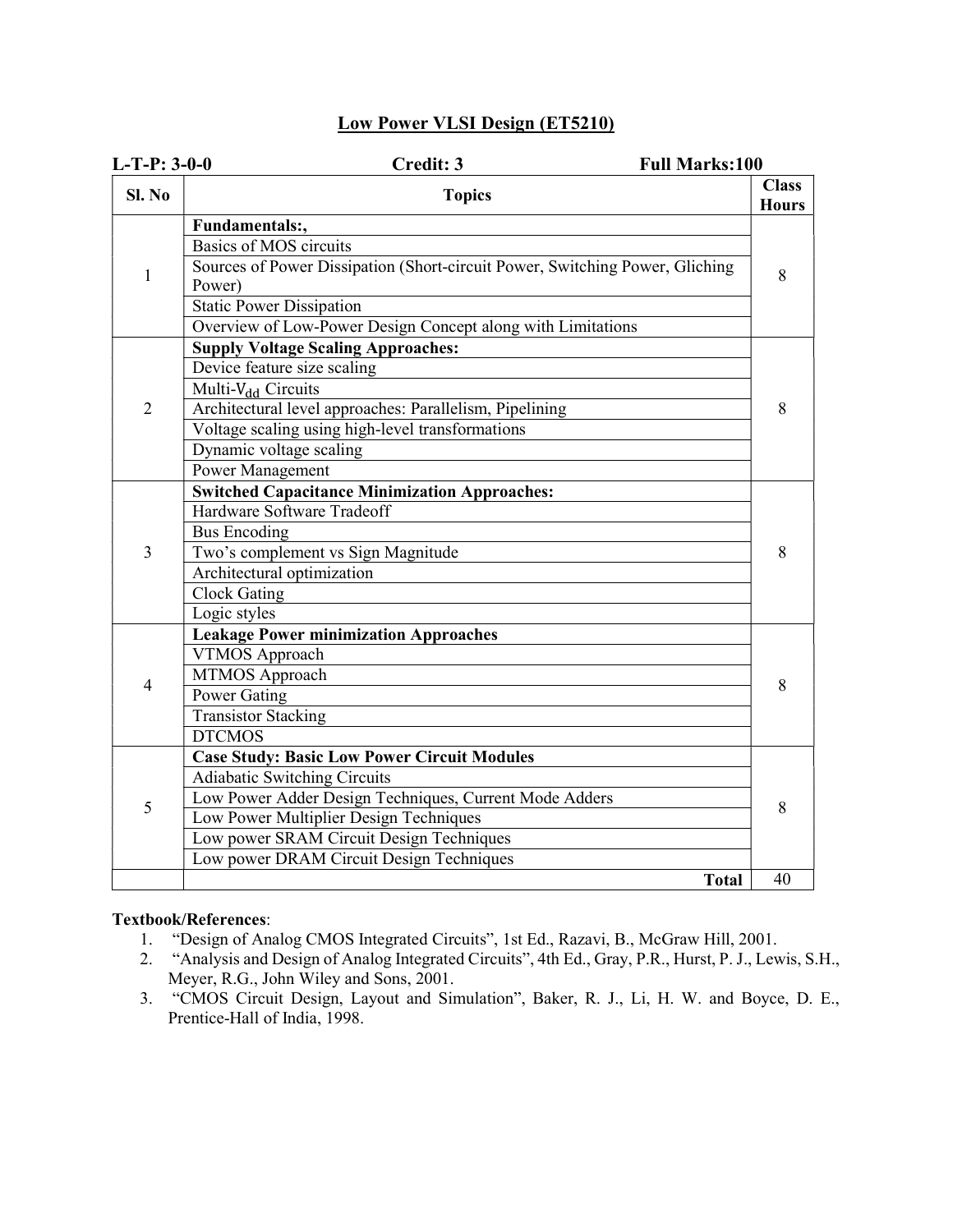## Low Power VLSI Design (ET5210)

**L-T-P: 3-0-0** **Credit: 3** **Full Marks:100**

| Sl. No | Topics | Class Hours |
|---|---|---|
| 1 | **Fundamentals:,** | 8 |
| | Basics of MOS circuits | |
| | Sources of Power Dissipation (Short-circuit Power, Switching Power, Gliching Power) | |
| | Static Power Dissipation | |
| | Overview of Low-Power Design Concept along with Limitations | |
| 2 | **Supply Voltage Scaling Approaches:** | 8 |
| | Device feature size scaling | |
| | Multi-$V_{dd}$ Circuits | |
| | Architectural level approaches: Parallelism, Pipelining | |
| | Voltage scaling using high-level transformations | |
| | Dynamic voltage scaling | |
| | Power Management | |
| 3 | **Switched Capacitance Minimization Approaches:** | 8 |
| | Hardware Software Tradeoff | |
| | Bus Encoding | |
| | Two's complement vs Sign Magnitude | |
| | Architectural optimization | |
| | Clock Gating | |
| | Logic styles | |
| 4 | **Leakage Power minimization Approaches** | 8 |
| | VTMOS Approach | |
| | MTMOS Approach | |
| | Power Gating | |
| | Transistor Stacking | |
| | DTCMOS | |
| 5 | **Case Study: Basic Low Power Circuit Modules** | 8 |
| | Adiabatic Switching Circuits | |
| | Low Power Adder Design Techniques, Current Mode Adders | |
| | Low Power Multiplier Design Techniques | |
| | Low power SRAM Circuit Design Techniques | |
| | Low power DRAM Circuit Design Techniques | |
| | **Total** | 40 |

**Textbook/References**:

1. "Design of Analog CMOS Integrated Circuits", 1st Ed., Razavi, B., McGraw Hill, 2001.
2. "Analysis and Design of Analog Integrated Circuits", 4th Ed., Gray, P.R., Hurst, P. J., Lewis, S.H., Meyer, R.G., John Wiley and Sons, 2001.
3. "CMOS Circuit Design, Layout and Simulation", Baker, R. J., Li, H. W. and Boyce, D. E., Prentice-Hall of India, 1998.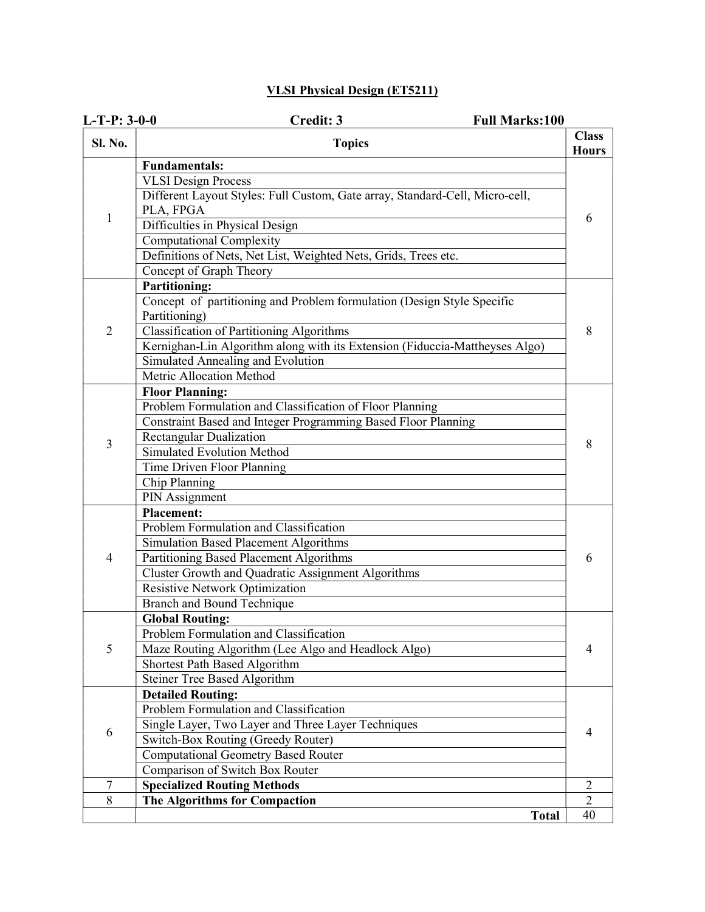# VLSI Physical Design (ET5211)

**L-T-P: 3-0-0** **Credit: 3** **Full Marks:100**

| Sl. No. | Topics | Class Hours |
|---|---|---|
| 1 | **Fundamentals:** | 6 |
| | VLSI Design Process | |
| | Different Layout Styles: Full Custom, Gate array, Standard-Cell, Micro-cell, PLA, FPGA | |
| | Difficulties in Physical Design | |
| | Computational Complexity | |
| | Definitions of Nets, Net List, Weighted Nets, Grids, Trees etc. | |
| | Concept of Graph Theory | |
| 2 | **Partitioning:** | 8 |
| | Concept of partitioning and Problem formulation (Design Style Specific Partitioning) | |
| | Classification of Partitioning Algorithms | |
| | Kernighan-Lin Algorithm along with its Extension (Fiduccia-Mattheyses Algo) | |
| | Simulated Annealing and Evolution | |
| | Metric Allocation Method | |
| 3 | **Floor Planning:** | 8 |
| | Problem Formulation and Classification of Floor Planning | |
| | Constraint Based and Integer Programming Based Floor Planning | |
| | Rectangular Dualization | |
| | Simulated Evolution Method | |
| | Time Driven Floor Planning | |
| | Chip Planning | |
| | PIN Assignment | |
| 4 | **Placement:** | 6 |
| | Problem Formulation and Classification | |
| | Simulation Based Placement Algorithms | |
| | Partitioning Based Placement Algorithms | |
| | Cluster Growth and Quadratic Assignment Algorithms | |
| | Resistive Network Optimization | |
| | Branch and Bound Technique | |
| 5 | **Global Routing:** | 4 |
| | Problem Formulation and Classification | |
| | Maze Routing Algorithm (Lee Algo and Headlock Algo) | |
| | Shortest Path Based Algorithm | |
| | Steiner Tree Based Algorithm | |
| 6 | **Detailed Routing:** | 4 |
| | Problem Formulation and Classification | |
| | Single Layer, Two Layer and Three Layer Techniques | |
| | Switch-Box Routing (Greedy Router) | |
| | Computational Geometry Based Router | |
| | Comparison of Switch Box Router | |
| 7 | **Specialized Routing Methods** | 2 |
| 8 | **The Algorithms for Compaction** | 2 |
| | **Total** | 40 |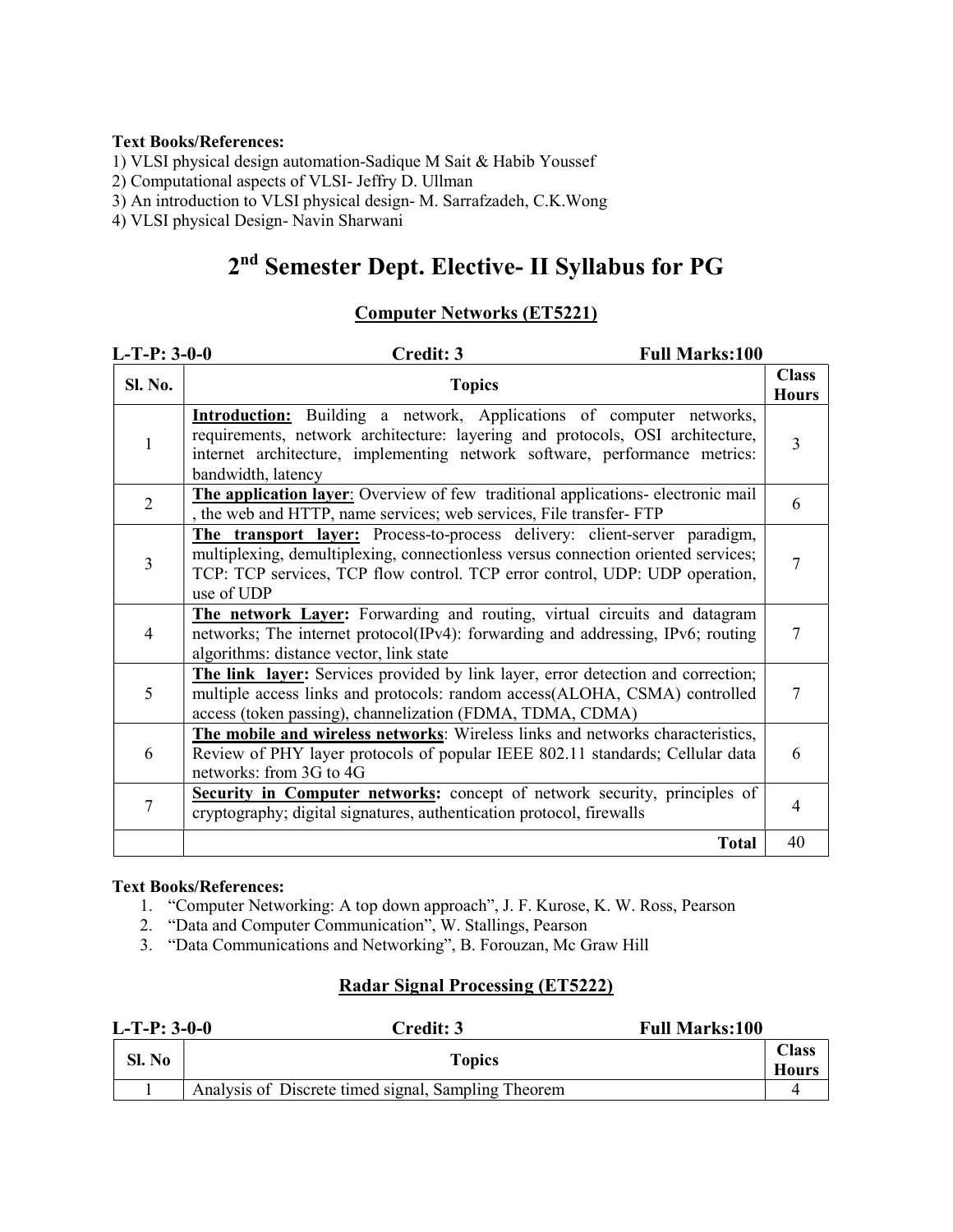**Text Books/References:**

1) VLSI physical design automation-Sadique M Sait & Habib Youssef
2) Computational aspects of VLSI- Jeffry D. Ullman
3) An introduction to VLSI physical design- M. Sarrafzadeh, C.K.Wong
4) VLSI physical Design- Navin Sharwani

# 2nd Semester Dept. Elective- II Syllabus for PG

## Computer Networks (ET5221)

**L-T-P: 3-0-0** **Credit: 3** **Full Marks:100**

| Sl. No. | Topics | Class Hours |
|---|---|---|
| 1 | **Introduction:** Building a network, Applications of computer networks, requirements, network architecture: layering and protocols, OSI architecture, internet architecture, implementing network software, performance metrics: bandwidth, latency | 3 |
| 2 | **The application layer**: Overview of few traditional applications- electronic mail , the web and HTTP, name services; web services, File transfer- FTP | 6 |
| 3 | **The transport layer:** Process-to-process delivery: client-server paradigm, multiplexing, demultiplexing, connectionless versus connection oriented services; TCP: TCP services, TCP flow control. TCP error control, UDP: UDP operation, use of UDP | 7 |
| 4 | **The network Layer:** Forwarding and routing, virtual circuits and datagram networks; The internet protocol(IPv4): forwarding and addressing, IPv6; routing algorithms: distance vector, link state | 7 |
| 5 | **The link layer:** Services provided by link layer, error detection and correction; multiple access links and protocols: random access(ALOHA, CSMA) controlled access (token passing), channelization (FDMA, TDMA, CDMA) | 7 |
| 6 | **The mobile and wireless networks**: Wireless links and networks characteristics, Review of PHY layer protocols of popular IEEE 802.11 standards; Cellular data networks: from 3G to 4G | 6 |
| 7 | **Security in Computer networks:** concept of network security, principles of cryptography; digital signatures, authentication protocol, firewalls | 4 |
| | **Total** | 40 |

**Text Books/References:**

1. "Computer Networking: A top down approach", J. F. Kurose, K. W. Ross, Pearson
2. "Data and Computer Communication", W. Stallings, Pearson
3. "Data Communications and Networking", B. Forouzan, Mc Graw Hill

## Radar Signal Processing (ET5222)

**L-T-P: 3-0-0** **Credit: 3** **Full Marks:100**

| Sl. No | Topics | Class Hours |
|---|---|---|
| 1 | Analysis of Discrete timed signal, Sampling Theorem | 4 |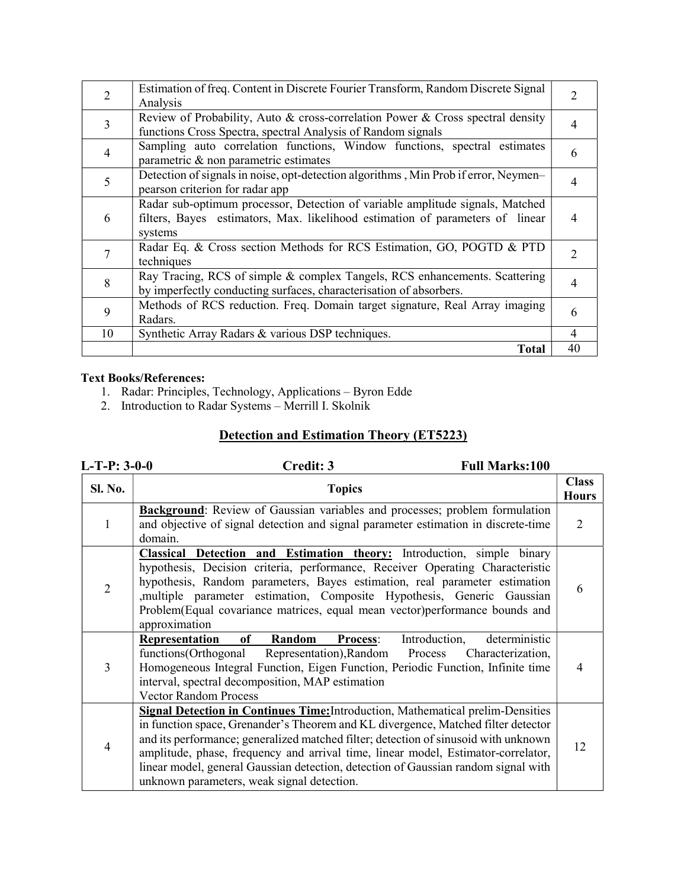| | | |
|---|---|---|
| 2 | Estimation of freq. Content in Discrete Fourier Transform, Random Discrete Signal Analysis | 2 |
| 3 | Review of Probability, Auto & cross-correlation Power & Cross spectral density functions Cross Spectra, spectral Analysis of Random signals | 4 |
| 4 | Sampling auto correlation functions, Window functions, spectral estimates parametric & non parametric estimates | 6 |
| 5 | Detection of signals in noise, opt-detection algorithms , Min Prob if error, Neymen–pearson criterion for radar app | 4 |
| 6 | Radar sub-optimum processor, Detection of variable amplitude signals, Matched filters, Bayes estimators, Max. likelihood estimation of parameters of linear systems | 4 |
| 7 | Radar Eq. & Cross section Methods for RCS Estimation, GO, POGTD & PTD techniques | 2 |
| 8 | Ray Tracing, RCS of simple & complex Tangels, RCS enhancements. Scattering by imperfectly conducting surfaces, characterisation of absorbers. | 4 |
| 9 | Methods of RCS reduction. Freq. Domain target signature, Real Array imaging Radars. | 6 |
| 10 | Synthetic Array Radars & various DSP techniques. | 4 |
| | **Total** | 40 |

**Text Books/References:**

1. Radar: Principles, Technology, Applications – Byron Edde
2. Introduction to Radar Systems – Merrill I. Skolnik

## Detection and Estimation Theory (ET5223)

**L-T-P: 3-0-0** **Credit: 3** **Full Marks:100**

| Sl. No. | Topics | Class Hours |
|---|---|---|
| 1 | **Background**: Review of Gaussian variables and processes; problem formulation and objective of signal detection and signal parameter estimation in discrete-time domain. | 2 |
| 2 | **Classical Detection and Estimation theory:** Introduction, simple binary hypothesis, Decision criteria, performance, Receiver Operating Characteristic hypothesis, Random parameters, Bayes estimation, real parameter estimation ,multiple parameter estimation, Composite Hypothesis, Generic Gaussian Problem(Equal covariance matrices, equal mean vector)performance bounds and approximation | 6 |
| 3 | **Representation of Random Process**: Introduction, deterministic functions(Orthogonal Representation),Random Process Characterization, Homogeneous Integral Function, Eigen Function, Periodic Function, Infinite time interval, spectral decomposition, MAP estimation<br>Vector Random Process | 4 |
| 4 | **Signal Detection in Continues Time:**Introduction, Mathematical prelim-Densities in function space, Grenander's Theorem and KL divergence, Matched filter detector and its performance; generalized matched filter; detection of sinusoid with unknown amplitude, phase, frequency and arrival time, linear model, Estimator-correlator, linear model, general Gaussian detection, detection of Gaussian random signal with unknown parameters, weak signal detection. | 12 |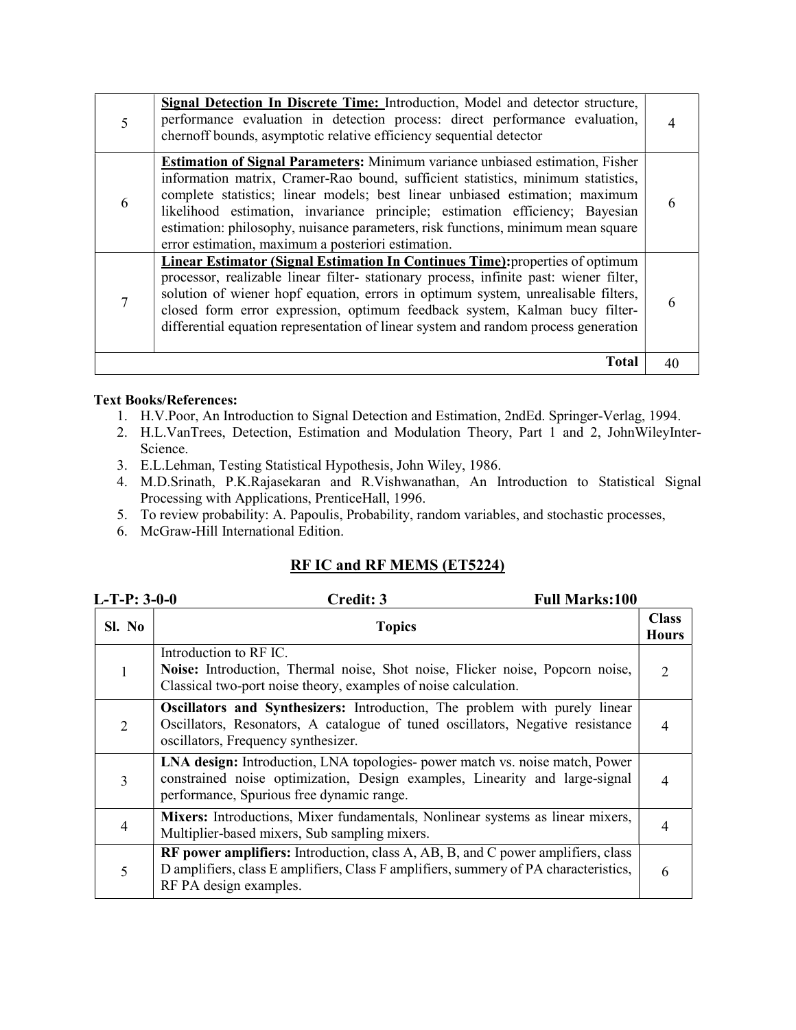| | | |
|---|---|---|
| 5 | **Signal Detection In Discrete Time:** Introduction, Model and detector structure, performance evaluation in detection process: direct performance evaluation, chernoff bounds, asymptotic relative efficiency sequential detector | 4 |
| 6 | **Estimation of Signal Parameters:** Minimum variance unbiased estimation, Fisher information matrix, Cramer-Rao bound, sufficient statistics, minimum statistics, complete statistics; linear models; best linear unbiased estimation; maximum likelihood estimation, invariance principle; estimation efficiency; Bayesian estimation: philosophy, nuisance parameters, risk functions, minimum mean square error estimation, maximum a posteriori estimation. | 6 |
| 7 | **Linear Estimator (Signal Estimation In Continues Time):** properties of optimum processor, realizable linear filter- stationary process, infinite past: wiener filter, solution of wiener hopf equation, errors in optimum system, unrealisable filters, closed form error expression, optimum feedback system, Kalman bucy filter- differential equation representation of linear system and random process generation | 6 |
| | **Total** | 40 |

**Text Books/References:**

1. H.V.Poor, An Introduction to Signal Detection and Estimation, 2ndEd. Springer-Verlag, 1994.
2. H.L.VanTrees, Detection, Estimation and Modulation Theory, Part 1 and 2, JohnWileyInter-Science.
3. E.L.Lehman, Testing Statistical Hypothesis, John Wiley, 1986.
4. M.D.Srinath, P.K.Rajasekaran and R.Vishwanathan, An Introduction to Statistical Signal Processing with Applications, PrenticeHall, 1996.
5. To review probability: A. Papoulis, Probability, random variables, and stochastic processes,
6. McGraw-Hill International Edition.

## RF IC and RF MEMS (ET5224)

**L-T-P: 3-0-0** **Credit: 3** **Full Marks:100**

| Sl. No | Topics | Class Hours |
|---|---|---|
| 1 | Introduction to RF IC.<br>**Noise:** Introduction, Thermal noise, Shot noise, Flicker noise, Popcorn noise, Classical two-port noise theory, examples of noise calculation. | 2 |
| 2 | **Oscillators and Synthesizers:** Introduction, The problem with purely linear Oscillators, Resonators, A catalogue of tuned oscillators, Negative resistance oscillators, Frequency synthesizer. | 4 |
| 3 | **LNA design:** Introduction, LNA topologies- power match vs. noise match, Power constrained noise optimization, Design examples, Linearity and large-signal performance, Spurious free dynamic range. | 4 |
| 4 | **Mixers:** Introductions, Mixer fundamentals, Nonlinear systems as linear mixers, Multiplier-based mixers, Sub sampling mixers. | 4 |
| 5 | **RF power amplifiers:** Introduction, class A, AB, B, and C power amplifiers, class D amplifiers, class E amplifiers, Class F amplifiers, summery of PA characteristics, RF PA design examples. | 6 |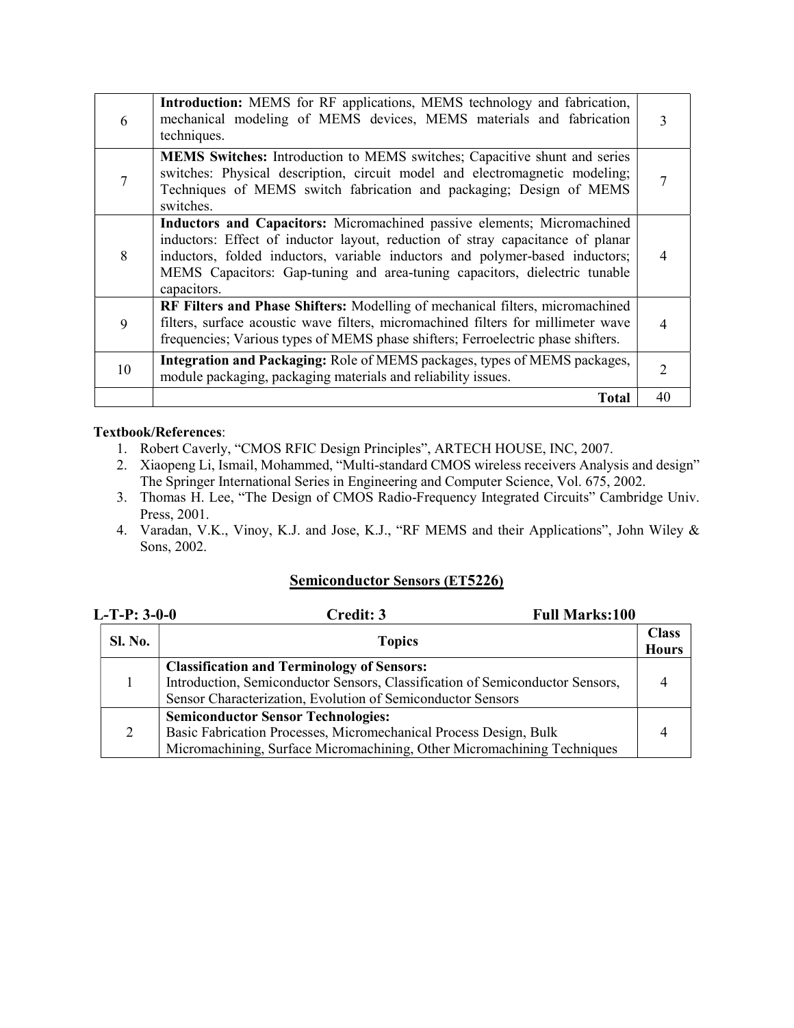| | | |
|---|---|---|
| 6 | **Introduction:** MEMS for RF applications, MEMS technology and fabrication, mechanical modeling of MEMS devices, MEMS materials and fabrication techniques. | 3 |
| 7 | **MEMS Switches:** Introduction to MEMS switches; Capacitive shunt and series switches: Physical description, circuit model and electromagnetic modeling; Techniques of MEMS switch fabrication and packaging; Design of MEMS switches. | 7 |
| 8 | **Inductors and Capacitors:** Micromachined passive elements; Micromachined inductors: Effect of inductor layout, reduction of stray capacitance of planar inductors, folded inductors, variable inductors and polymer-based inductors; MEMS Capacitors: Gap-tuning and area-tuning capacitors, dielectric tunable capacitors. | 4 |
| 9 | **RF Filters and Phase Shifters:** Modelling of mechanical filters, micromachined filters, surface acoustic wave filters, micromachined filters for millimeter wave frequencies; Various types of MEMS phase shifters; Ferroelectric phase shifters. | 4 |
| 10 | **Integration and Packaging:** Role of MEMS packages, types of MEMS packages, module packaging, packaging materials and reliability issues. | 2 |
| | **Total** | 40 |

**Textbook/References**:

1. Robert Caverly, "CMOS RFIC Design Principles", ARTECH HOUSE, INC, 2007.
2. Xiaopeng Li, Ismail, Mohammed, "Multi-standard CMOS wireless receivers Analysis and design" The Springer International Series in Engineering and Computer Science, Vol. 675, 2002.
3. Thomas H. Lee, "The Design of CMOS Radio-Frequency Integrated Circuits" Cambridge Univ. Press, 2001.
4. Varadan, V.K., Vinoy, K.J. and Jose, K.J., "RF MEMS and their Applications", John Wiley & Sons, 2002.

## Semiconductor Sensors (ET5226)

**L-T-P: 3-0-0** **Credit: 3** **Full Marks:100**

| Sl. No. | Topics | Class Hours |
|---|---|---|
| 1 | **Classification and Terminology of Sensors:** Introduction, Semiconductor Sensors, Classification of Semiconductor Sensors, Sensor Characterization, Evolution of Semiconductor Sensors | 4 |
| 2 | **Semiconductor Sensor Technologies:** Basic Fabrication Processes, Micromechanical Process Design, Bulk Micromachining, Surface Micromachining, Other Micromachining Techniques | 4 |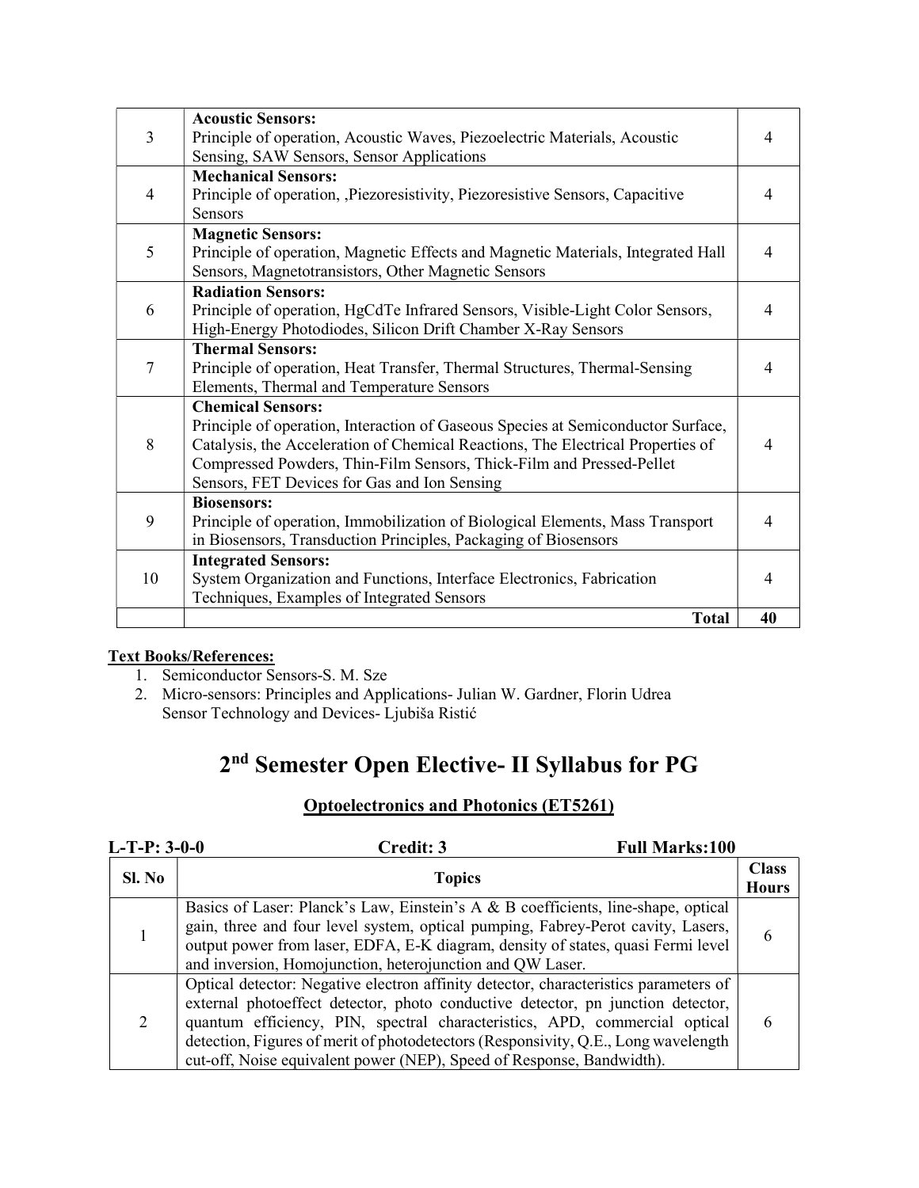| | | |
|---|---|---|
| 3 | **Acoustic Sensors:** Principle of operation, Acoustic Waves, Piezoelectric Materials, Acoustic Sensing, SAW Sensors, Sensor Applications | 4 |
| 4 | **Mechanical Sensors:** Principle of operation, ,Piezoresistivity, Piezoresistive Sensors, Capacitive Sensors | 4 |
| 5 | **Magnetic Sensors:** Principle of operation, Magnetic Effects and Magnetic Materials, Integrated Hall Sensors, Magnetotransistors, Other Magnetic Sensors | 4 |
| 6 | **Radiation Sensors:** Principle of operation, HgCdTe Infrared Sensors, Visible-Light Color Sensors, High-Energy Photodiodes, Silicon Drift Chamber X-Ray Sensors | 4 |
| 7 | **Thermal Sensors:** Principle of operation, Heat Transfer, Thermal Structures, Thermal-Sensing Elements, Thermal and Temperature Sensors | 4 |
| 8 | **Chemical Sensors:** Principle of operation, Interaction of Gaseous Species at Semiconductor Surface, Catalysis, the Acceleration of Chemical Reactions, The Electrical Properties of Compressed Powders, Thin-Film Sensors, Thick-Film and Pressed-Pellet Sensors, FET Devices for Gas and Ion Sensing | 4 |
| 9 | **Biosensors:** Principle of operation, Immobilization of Biological Elements, Mass Transport in Biosensors, Transduction Principles, Packaging of Biosensors | 4 |
| 10 | **Integrated Sensors:** System Organization and Functions, Interface Electronics, Fabrication Techniques, Examples of Integrated Sensors | 4 |
| | **Total** | **40** |

**Text Books/References:**

1. Semiconductor Sensors-S. M. Sze
2. Micro-sensors: Principles and Applications- Julian W. Gardner, Florin Udrea
   Sensor Technology and Devices- Ljubiša Ristić

# 2nd Semester Open Elective- II Syllabus for PG

## Optoelectronics and Photonics (ET5261)

**L-T-P: 3-0-0** **Credit: 3** **Full Marks:100**

| Sl. No | Topics | Class Hours |
|---|---|---|
| 1 | Basics of Laser: Planck's Law, Einstein's A & B coefficients, line-shape, optical gain, three and four level system, optical pumping, Fabrey-Perot cavity, Lasers, output power from laser, EDFA, E-K diagram, density of states, quasi Fermi level and inversion, Homojunction, heterojunction and QW Laser. | 6 |
| 2 | Optical detector: Negative electron affinity detector, characteristics parameters of external photoeffect detector, photo conductive detector, pn junction detector, quantum efficiency, PIN, spectral characteristics, APD, commercial optical detection, Figures of merit of photodetectors (Responsivity, Q.E., Long wavelength cut-off, Noise equivalent power (NEP), Speed of Response, Bandwidth). | 6 |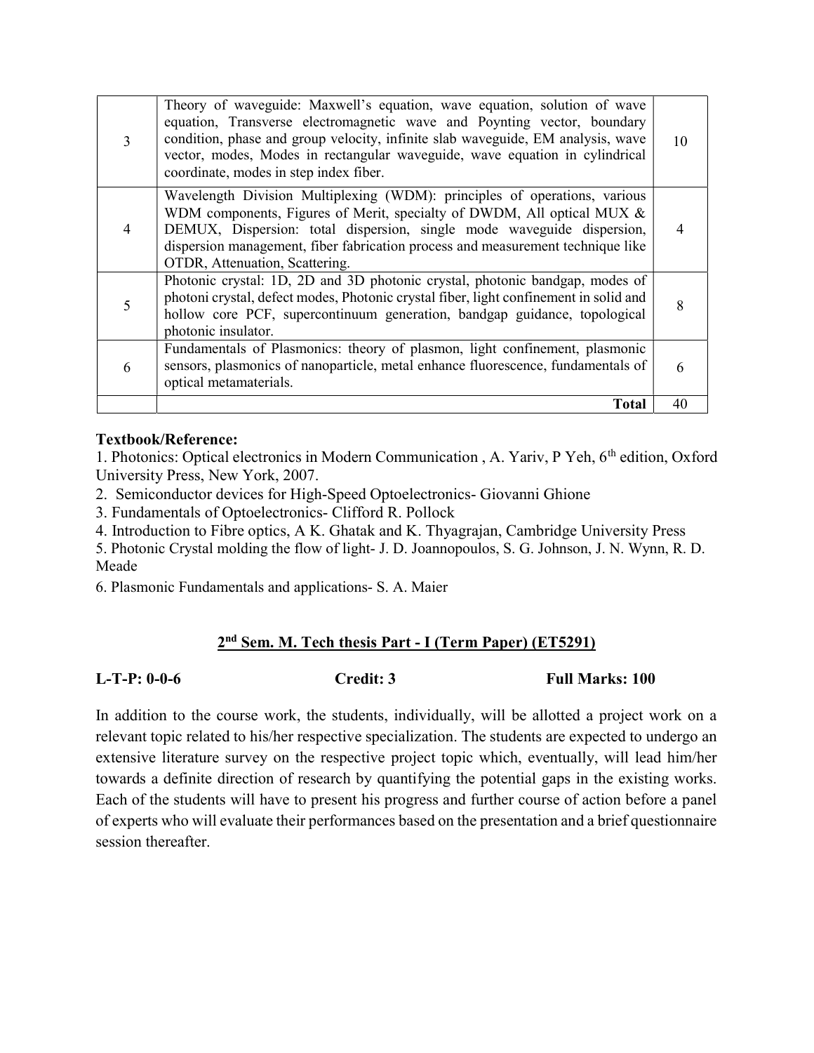| | | |
|---|---|---|
| 3 | Theory of waveguide: Maxwell's equation, wave equation, solution of wave equation, Transverse electromagnetic wave and Poynting vector, boundary condition, phase and group velocity, infinite slab waveguide, EM analysis, wave vector, modes, Modes in rectangular waveguide, wave equation in cylindrical coordinate, modes in step index fiber. | 10 |
| 4 | Wavelength Division Multiplexing (WDM): principles of operations, various WDM components, Figures of Merit, specialty of DWDM, All optical MUX & DEMUX, Dispersion: total dispersion, single mode waveguide dispersion, dispersion management, fiber fabrication process and measurement technique like OTDR, Attenuation, Scattering. | 4 |
| 5 | Photonic crystal: 1D, 2D and 3D photonic crystal, photonic bandgap, modes of photoni crystal, defect modes, Photonic crystal fiber, light confinement in solid and hollow core PCF, supercontinuum generation, bandgap guidance, topological photonic insulator. | 8 |
| 6 | Fundamentals of Plasmonics: theory of plasmon, light confinement, plasmonic sensors, plasmonics of nanoparticle, metal enhance fluorescence, fundamentals of optical metamaterials. | 6 |
| | **Total** | 40 |

**Textbook/Reference:**

1. Photonics: Optical electronics in Modern Communication , A. Yariv, P Yeh, 6th edition, Oxford University Press, New York, 2007.
2. Semiconductor devices for High-Speed Optoelectronics- Giovanni Ghione
3. Fundamentals of Optoelectronics- Clifford R. Pollock
4. Introduction to Fibre optics, A K. Ghatak and K. Thyagrajan, Cambridge University Press
5. Photonic Crystal molding the flow of light- J. D. Joannopoulos, S. G. Johnson, J. N. Wynn, R. D. Meade
6. Plasmonic Fundamentals and applications- S. A. Maier

## 2nd Sem. M. Tech thesis Part - I (Term Paper) (ET5291)

**L-T-P: 0-0-6** **Credit: 3** **Full Marks: 100**

In addition to the course work, the students, individually, will be allotted a project work on a relevant topic related to his/her respective specialization. The students are expected to undergo an extensive literature survey on the respective project topic which, eventually, will lead him/her towards a definite direction of research by quantifying the potential gaps in the existing works. Each of the students will have to present his progress and further course of action before a panel of experts who will evaluate their performances based on the presentation and a brief questionnaire session thereafter.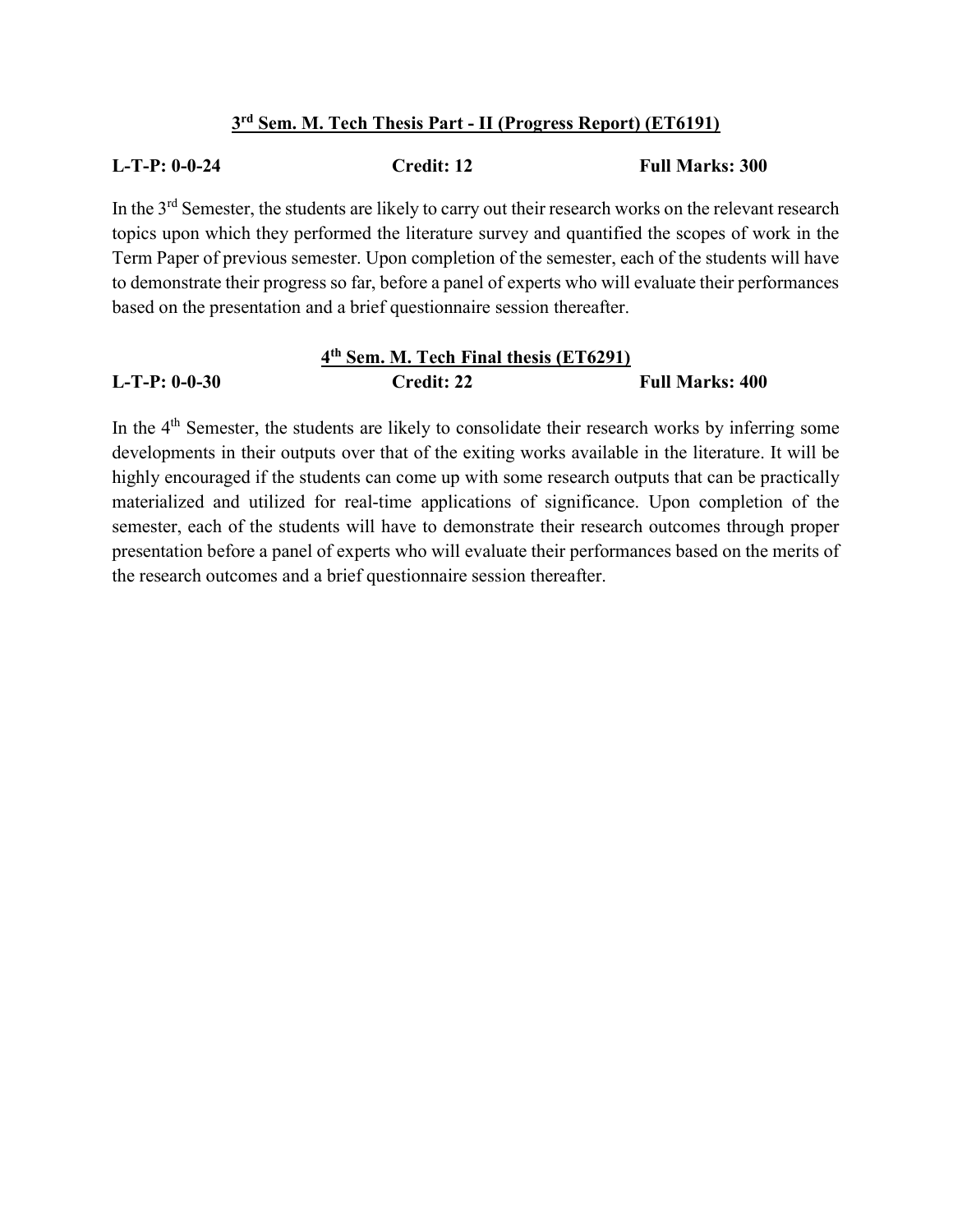### 3[rd] Sem. M. Tech Thesis Part - II (Progress Report) (ET6191)

**L-T-P: 0-0-24** **Credit: 12** **Full Marks: 300**

In the 3[rd] Semester, the students are likely to carry out their research works on the relevant research topics upon which they performed the literature survey and quantified the scopes of work in the Term Paper of previous semester. Upon completion of the semester, each of the students will have to demonstrate their progress so far, before a panel of experts who will evaluate their performances based on the presentation and a brief questionnaire session thereafter.

### 4[th] Sem. M. Tech Final thesis (ET6291)

**L-T-P: 0-0-30** **Credit: 22** **Full Marks: 400**

In the 4[th] Semester, the students are likely to consolidate their research works by inferring some developments in their outputs over that of the exiting works available in the literature. It will be highly encouraged if the students can come up with some research outputs that can be practically materialized and utilized for real-time applications of significance. Upon completion of the semester, each of the students will have to demonstrate their research outcomes through proper presentation before a panel of experts who will evaluate their performances based on the merits of the research outcomes and a brief questionnaire session thereafter.